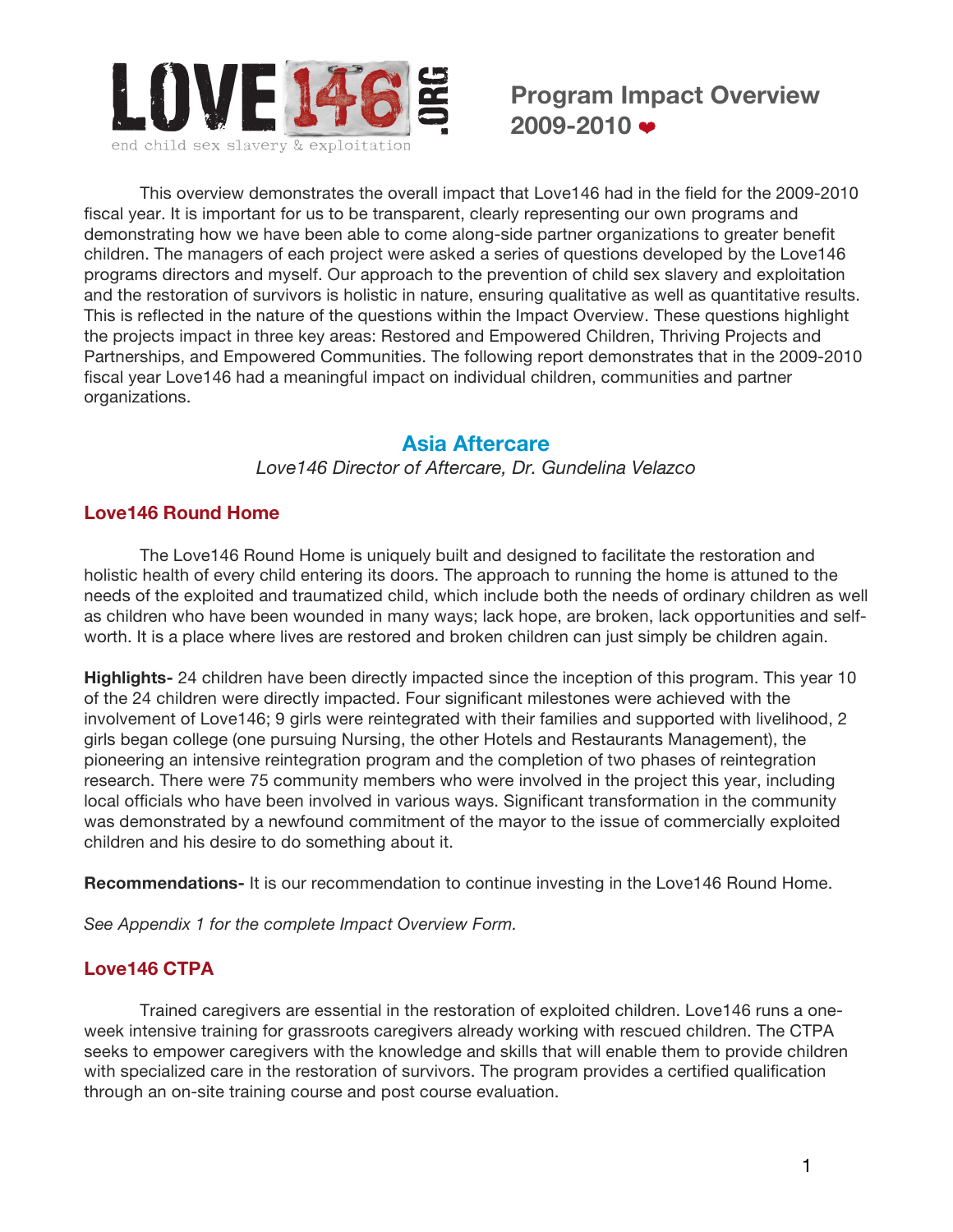# Program Impact Overview 2009-2010 ❤

LOVE146.ORG
end child sex slavery & exploitation

This overview demonstrates the overall impact that Love146 had in the field for the 2009-2010 fiscal year. It is important for us to be transparent, clearly representing our own programs and demonstrating how we have been able to come along-side partner organizations to greater benefit children. The managers of each project were asked a series of questions developed by the Love146 programs directors and myself. Our approach to the prevention of child sex slavery and exploitation and the restoration of survivors is holistic in nature, ensuring qualitative as well as quantitative results. This is reflected in the nature of the questions within the Impact Overview. These questions highlight the projects impact in three key areas: Restored and Empowered Children, Thriving Projects and Partnerships, and Empowered Communities. The following report demonstrates that in the 2009-2010 fiscal year Love146 had a meaningful impact on individual children, communities and partner organizations.

## Asia Aftercare

*Love146 Director of Aftercare, Dr. Gundelina Velazco*

### Love146 Round Home

The Love146 Round Home is uniquely built and designed to facilitate the restoration and holistic health of every child entering its doors. The approach to running the home is attuned to the needs of the exploited and traumatized child, which include both the needs of ordinary children as well as children who have been wounded in many ways; lack hope, are broken, lack opportunities and self-worth. It is a place where lives are restored and broken children can just simply be children again.

**Highlights-** 24 children have been directly impacted since the inception of this program. This year 10 of the 24 children were directly impacted. Four significant milestones were achieved with the involvement of Love146; 9 girls were reintegrated with their families and supported with livelihood, 2 girls began college (one pursuing Nursing, the other Hotels and Restaurants Management), the pioneering an intensive reintegration program and the completion of two phases of reintegration research. There were 75 community members who were involved in the project this year, including local officials who have been involved in various ways. Significant transformation in the community was demonstrated by a newfound commitment of the mayor to the issue of commercially exploited children and his desire to do something about it.

**Recommendations-** It is our recommendation to continue investing in the Love146 Round Home.

*See Appendix 1 for the complete Impact Overview Form.*

### Love146 CTPA

Trained caregivers are essential in the restoration of exploited children. Love146 runs a one-week intensive training for grassroots caregivers already working with rescued children. The CTPA seeks to empower caregivers with the knowledge and skills that will enable them to provide children with specialized care in the restoration of survivors. The program provides a certified qualification through an on-site training course and post course evaluation.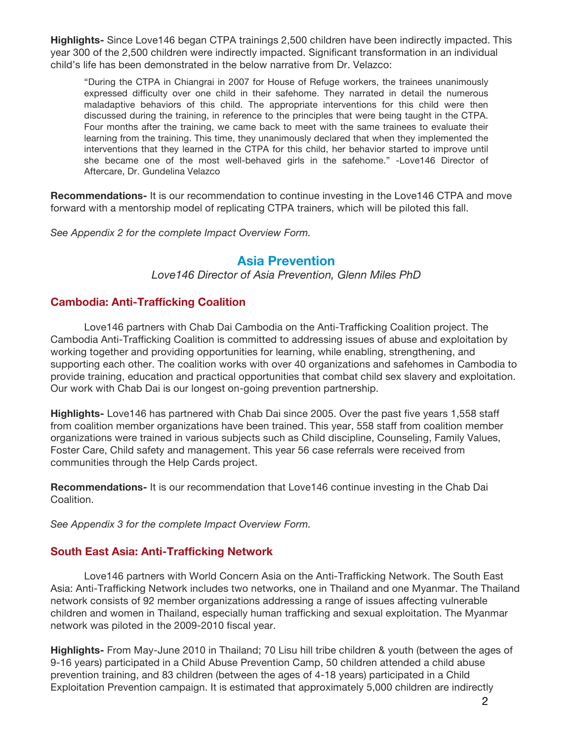**Highlights-** Since Love146 began CTPA trainings 2,500 children have been indirectly impacted. This year 300 of the 2,500 children were indirectly impacted. Significant transformation in an individual child's life has been demonstrated in the below narrative from Dr. Velazco:

> "During the CTPA in Chiangrai in 2007 for House of Refuge workers, the trainees unanimously expressed difficulty over one child in their safehome. They narrated in detail the numerous maladaptive behaviors of this child. The appropriate interventions for this child were then discussed during the training, in reference to the principles that were being taught in the CTPA. Four months after the training, we came back to meet with the same trainees to evaluate their learning from the training. This time, they unanimously declared that when they implemented the interventions that they learned in the CTPA for this child, her behavior started to improve until she became one of the most well-behaved girls in the safehome." -Love146 Director of Aftercare, Dr. Gundelina Velazco

**Recommendations-** It is our recommendation to continue investing in the Love146 CTPA and move forward with a mentorship model of replicating CTPA trainers, which will be piloted this fall.

*See Appendix 2 for the complete Impact Overview Form.*

## Asia Prevention

*Love146 Director of Asia Prevention, Glenn Miles PhD*

### Cambodia: Anti-Trafficking Coalition

Love146 partners with Chab Dai Cambodia on the Anti-Trafficking Coalition project. The Cambodia Anti-Trafficking Coalition is committed to addressing issues of abuse and exploitation by working together and providing opportunities for learning, while enabling, strengthening, and supporting each other. The coalition works with over 40 organizations and safehomes in Cambodia to provide training, education and practical opportunities that combat child sex slavery and exploitation. Our work with Chab Dai is our longest on-going prevention partnership.

**Highlights-** Love146 has partnered with Chab Dai since 2005. Over the past five years 1,558 staff from coalition member organizations have been trained. This year, 558 staff from coalition member organizations were trained in various subjects such as Child discipline, Counseling, Family Values, Foster Care, Child safety and management. This year 56 case referrals were received from communities through the Help Cards project.

**Recommendations-** It is our recommendation that Love146 continue investing in the Chab Dai Coalition.

*See Appendix 3 for the complete Impact Overview Form.*

### South East Asia: Anti-Trafficking Network

Love146 partners with World Concern Asia on the Anti-Trafficking Network. The South East Asia: Anti-Trafficking Network includes two networks, one in Thailand and one Myanmar. The Thailand network consists of 92 member organizations addressing a range of issues affecting vulnerable children and women in Thailand, especially human trafficking and sexual exploitation. The Myanmar network was piloted in the 2009-2010 fiscal year.

**Highlights-** From May-June 2010 in Thailand; 70 Lisu hill tribe children & youth (between the ages of 9-16 years) participated in a Child Abuse Prevention Camp, 50 children attended a child abuse prevention training, and 83 children (between the ages of 4-18 years) participated in a Child Exploitation Prevention campaign. It is estimated that approximately 5,000 children are indirectly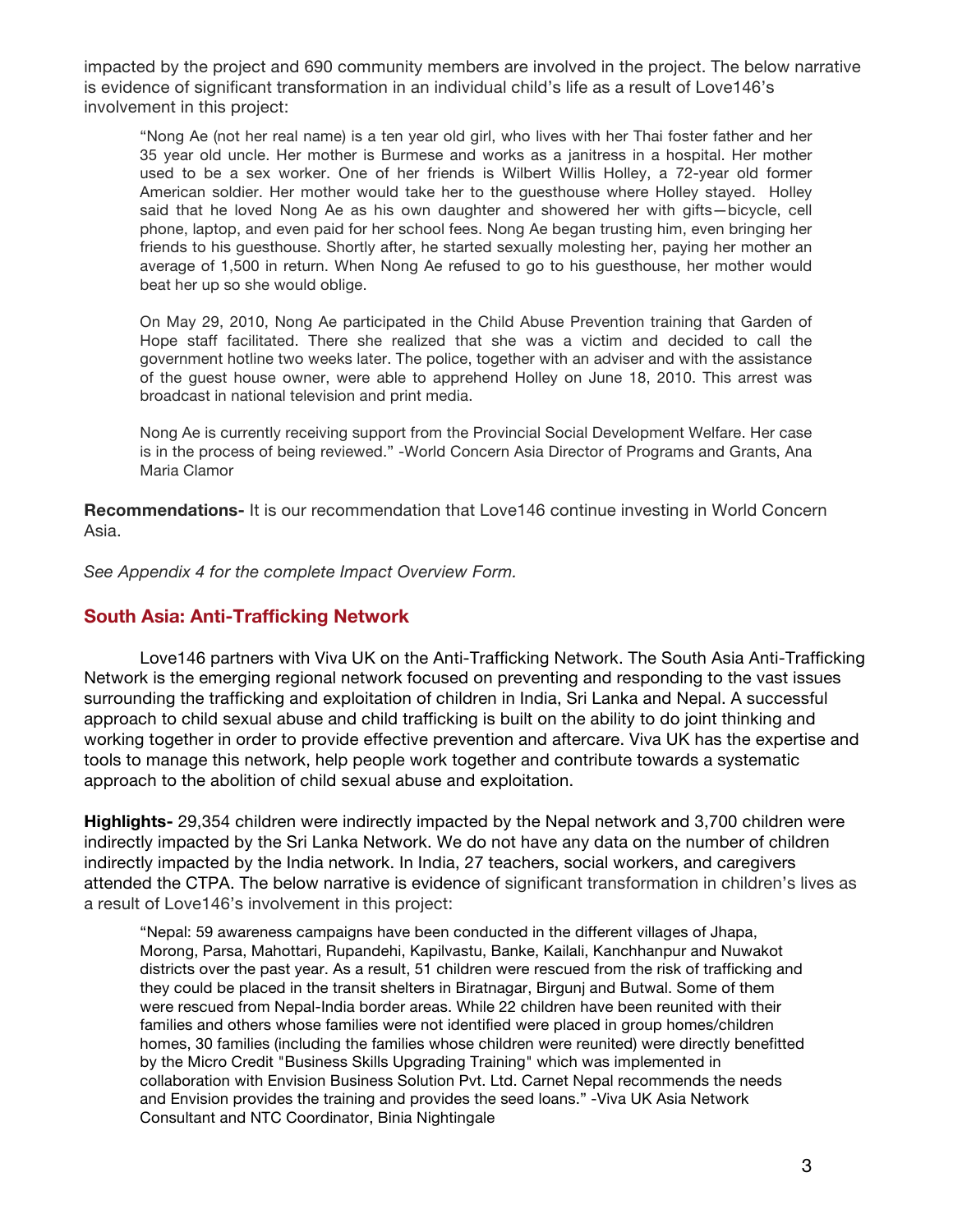impacted by the project and 690 community members are involved in the project. The below narrative is evidence of significant transformation in an individual child's life as a result of Love146's involvement in this project:

> "Nong Ae (not her real name) is a ten year old girl, who lives with her Thai foster father and her 35 year old uncle. Her mother is Burmese and works as a janitress in a hospital. Her mother used to be a sex worker. One of her friends is Wilbert Willis Holley, a 72-year old former American soldier. Her mother would take her to the guesthouse where Holley stayed. Holley said that he loved Nong Ae as his own daughter and showered her with gifts—bicycle, cell phone, laptop, and even paid for her school fees. Nong Ae began trusting him, even bringing her friends to his guesthouse. Shortly after, he started sexually molesting her, paying her mother an average of 1,500 in return. When Nong Ae refused to go to his guesthouse, her mother would beat her up so she would oblige.
>
> On May 29, 2010, Nong Ae participated in the Child Abuse Prevention training that Garden of Hope staff facilitated. There she realized that she was a victim and decided to call the government hotline two weeks later. The police, together with an adviser and with the assistance of the guest house owner, were able to apprehend Holley on June 18, 2010. This arrest was broadcast in national television and print media.
>
> Nong Ae is currently receiving support from the Provincial Social Development Welfare. Her case is in the process of being reviewed." -World Concern Asia Director of Programs and Grants, Ana Maria Clamor

**Recommendations-** It is our recommendation that Love146 continue investing in World Concern Asia.

*See Appendix 4 for the complete Impact Overview Form.*

## South Asia: Anti-Trafficking Network

Love146 partners with Viva UK on the Anti-Trafficking Network. The South Asia Anti-Trafficking Network is the emerging regional network focused on preventing and responding to the vast issues surrounding the trafficking and exploitation of children in India, Sri Lanka and Nepal. A successful approach to child sexual abuse and child trafficking is built on the ability to do joint thinking and working together in order to provide effective prevention and aftercare. Viva UK has the expertise and tools to manage this network, help people work together and contribute towards a systematic approach to the abolition of child sexual abuse and exploitation.

**Highlights-** 29,354 children were indirectly impacted by the Nepal network and 3,700 children were indirectly impacted by the Sri Lanka Network. We do not have any data on the number of children indirectly impacted by the India network. In India, 27 teachers, social workers, and caregivers attended the CTPA. The below narrative is evidence of significant transformation in children's lives as a result of Love146's involvement in this project:

> "Nepal: 59 awareness campaigns have been conducted in the different villages of Jhapa, Morong, Parsa, Mahottari, Rupandehi, Kapilvastu, Banke, Kailali, Kanchhanpur and Nuwakot districts over the past year. As a result, 51 children were rescued from the risk of trafficking and they could be placed in the transit shelters in Biratnagar, Birgunj and Butwal. Some of them were rescued from Nepal-India border areas. While 22 children have been reunited with their families and others whose families were not identified were placed in group homes/children homes, 30 families (including the families whose children were reunited) were directly benefitted by the Micro Credit "Business Skills Upgrading Training" which was implemented in collaboration with Envision Business Solution Pvt. Ltd. Carnet Nepal recommends the needs and Envision provides the training and provides the seed loans." -Viva UK Asia Network Consultant and NTC Coordinator, Binia Nightingale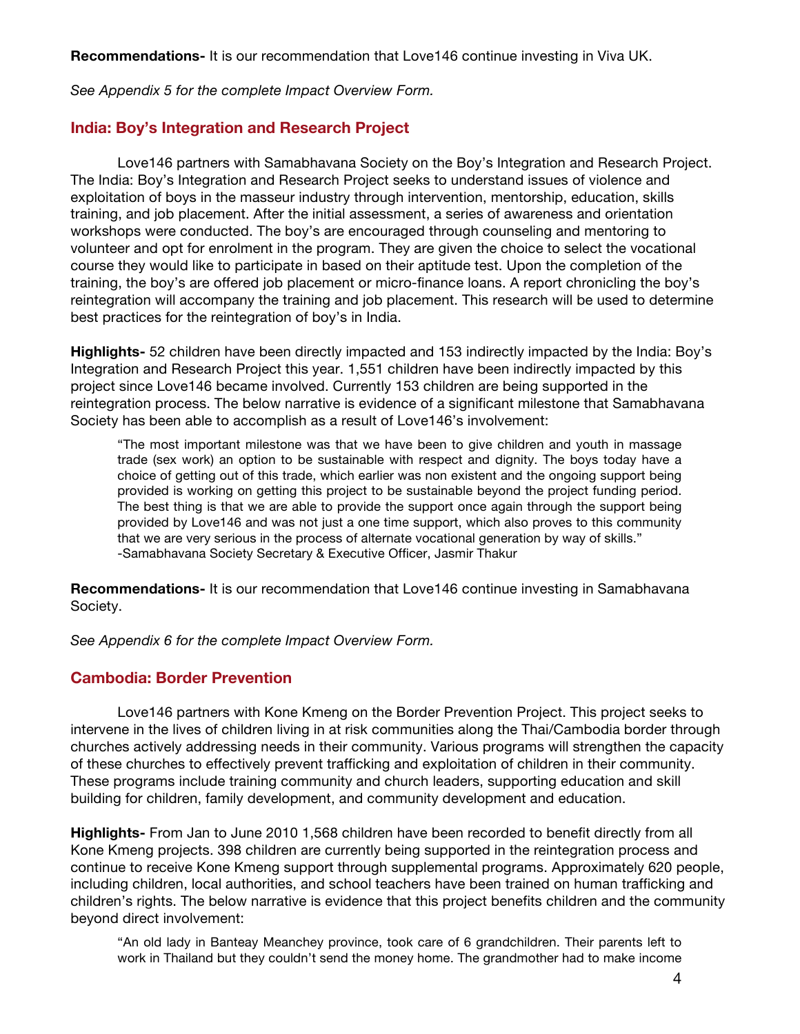**Recommendations-** It is our recommendation that Love146 continue investing in Viva UK.

*See Appendix 5 for the complete Impact Overview Form.*

## India: Boy's Integration and Research Project

Love146 partners with Samabhavana Society on the Boy's Integration and Research Project. The India: Boy's Integration and Research Project seeks to understand issues of violence and exploitation of boys in the masseur industry through intervention, mentorship, education, skills training, and job placement. After the initial assessment, a series of awareness and orientation workshops were conducted. The boy's are encouraged through counseling and mentoring to volunteer and opt for enrolment in the program. They are given the choice to select the vocational course they would like to participate in based on their aptitude test. Upon the completion of the training, the boy's are offered job placement or micro-finance loans. A report chronicling the boy's reintegration will accompany the training and job placement. This research will be used to determine best practices for the reintegration of boy's in India.

**Highlights-** 52 children have been directly impacted and 153 indirectly impacted by the India: Boy's Integration and Research Project this year. 1,551 children have been indirectly impacted by this project since Love146 became involved. Currently 153 children are being supported in the reintegration process. The below narrative is evidence of a significant milestone that Samabhavana Society has been able to accomplish as a result of Love146's involvement:

> "The most important milestone was that we have been to give children and youth in massage trade (sex work) an option to be sustainable with respect and dignity. The boys today have a choice of getting out of this trade, which earlier was non existent and the ongoing support being provided is working on getting this project to be sustainable beyond the project funding period. The best thing is that we are able to provide the support once again through the support being provided by Love146 and was not just a one time support, which also proves to this community that we are very serious in the process of alternate vocational generation by way of skills."
> -Samabhavana Society Secretary & Executive Officer, Jasmir Thakur

**Recommendations-** It is our recommendation that Love146 continue investing in Samabhavana Society.

*See Appendix 6 for the complete Impact Overview Form.*

## Cambodia: Border Prevention

Love146 partners with Kone Kmeng on the Border Prevention Project. This project seeks to intervene in the lives of children living in at risk communities along the Thai/Cambodia border through churches actively addressing needs in their community. Various programs will strengthen the capacity of these churches to effectively prevent trafficking and exploitation of children in their community. These programs include training community and church leaders, supporting education and skill building for children, family development, and community development and education.

**Highlights-** From Jan to June 2010 1,568 children have been recorded to benefit directly from all Kone Kmeng projects. 398 children are currently being supported in the reintegration process and continue to receive Kone Kmeng support through supplemental programs. Approximately 620 people, including children, local authorities, and school teachers have been trained on human trafficking and children's rights. The below narrative is evidence that this project benefits children and the community beyond direct involvement:

> "An old lady in Banteay Meanchey province, took care of 6 grandchildren. Their parents left to work in Thailand but they couldn't send the money home. The grandmother had to make income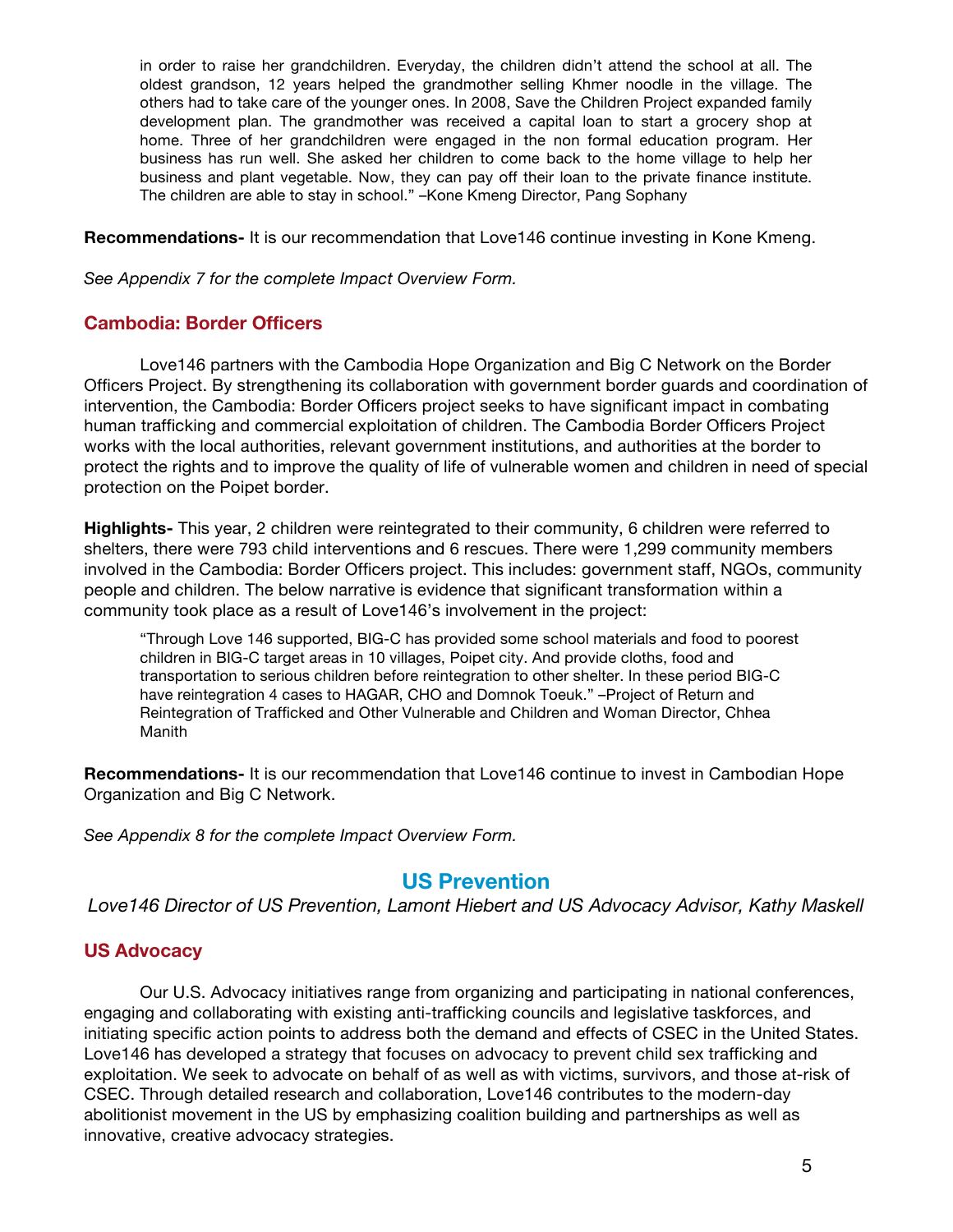> in order to raise her grandchildren. Everyday, the children didn't attend the school at all. The oldest grandson, 12 years helped the grandmother selling Khmer noodle in the village. The others had to take care of the younger ones. In 2008, Save the Children Project expanded family development plan. The grandmother was received a capital loan to start a grocery shop at home. Three of her grandchildren were engaged in the non formal education program. Her business has run well. She asked her children to come back to the home village to help her business and plant vegetable. Now, they can pay off their loan to the private finance institute. The children are able to stay in school." –Kone Kmeng Director, Pang Sophany

**Recommendations-** It is our recommendation that Love146 continue investing in Kone Kmeng.

*See Appendix 7 for the complete Impact Overview Form.*

### Cambodia: Border Officers

Love146 partners with the Cambodia Hope Organization and Big C Network on the Border Officers Project. By strengthening its collaboration with government border guards and coordination of intervention, the Cambodia: Border Officers project seeks to have significant impact in combating human trafficking and commercial exploitation of children. The Cambodia Border Officers Project works with the local authorities, relevant government institutions, and authorities at the border to protect the rights and to improve the quality of life of vulnerable women and children in need of special protection on the Poipet border.

**Highlights-** This year, 2 children were reintegrated to their community, 6 children were referred to shelters, there were 793 child interventions and 6 rescues. There were 1,299 community members involved in the Cambodia: Border Officers project. This includes: government staff, NGOs, community people and children. The below narrative is evidence that significant transformation within a community took place as a result of Love146's involvement in the project:

> "Through Love 146 supported, BIG-C has provided some school materials and food to poorest children in BIG-C target areas in 10 villages, Poipet city. And provide cloths, food and transportation to serious children before reintegration to other shelter. In these period BIG-C have reintegration 4 cases to HAGAR, CHO and Domnok Toeuk." –Project of Return and Reintegration of Trafficked and Other Vulnerable and Children and Woman Director, Chhea Manith

**Recommendations-** It is our recommendation that Love146 continue to invest in Cambodian Hope Organization and Big C Network.

*See Appendix 8 for the complete Impact Overview Form.*

## US Prevention

*Love146 Director of US Prevention, Lamont Hiebert and US Advocacy Advisor, Kathy Maskell*

### US Advocacy

Our U.S. Advocacy initiatives range from organizing and participating in national conferences, engaging and collaborating with existing anti-trafficking councils and legislative taskforces, and initiating specific action points to address both the demand and effects of CSEC in the United States. Love146 has developed a strategy that focuses on advocacy to prevent child sex trafficking and exploitation. We seek to advocate on behalf of as well as with victims, survivors, and those at-risk of CSEC. Through detailed research and collaboration, Love146 contributes to the modern-day abolitionist movement in the US by emphasizing coalition building and partnerships as well as innovative, creative advocacy strategies.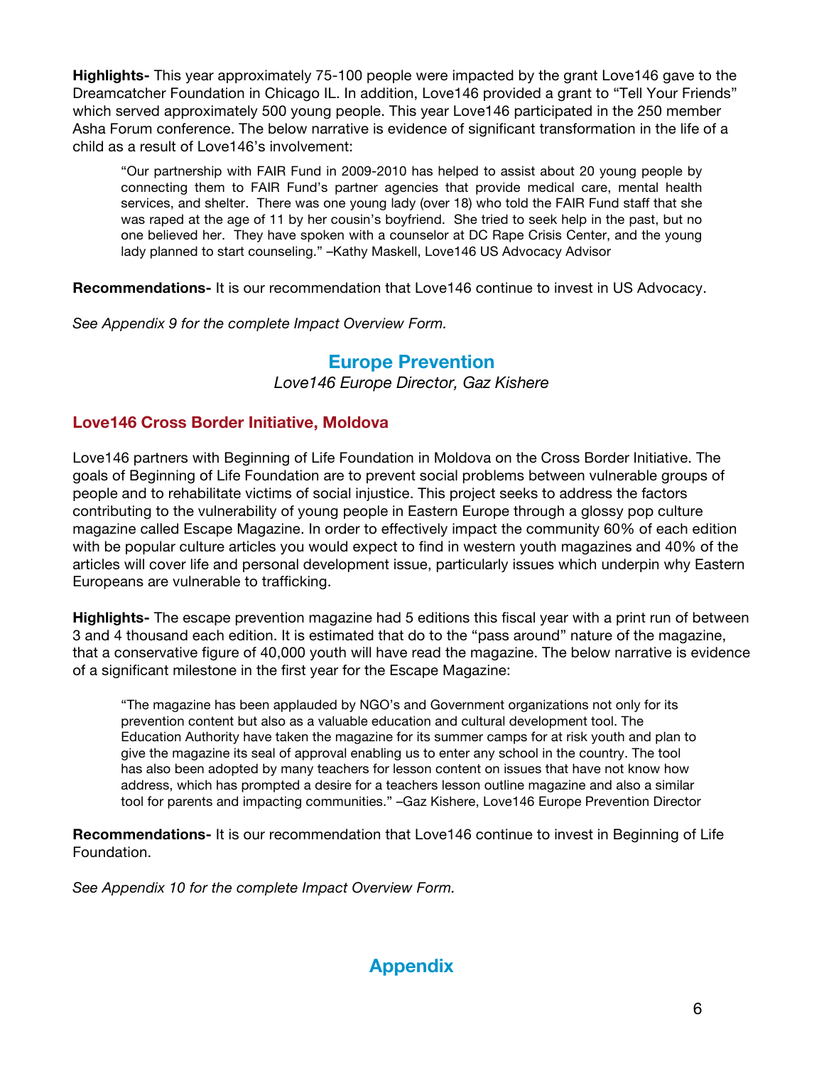**Highlights-** This year approximately 75-100 people were impacted by the grant Love146 gave to the Dreamcatcher Foundation in Chicago IL. In addition, Love146 provided a grant to "Tell Your Friends" which served approximately 500 young people. This year Love146 participated in the 250 member Asha Forum conference. The below narrative is evidence of significant transformation in the life of a child as a result of Love146's involvement:

> "Our partnership with FAIR Fund in 2009-2010 has helped to assist about 20 young people by connecting them to FAIR Fund's partner agencies that provide medical care, mental health services, and shelter. There was one young lady (over 18) who told the FAIR Fund staff that she was raped at the age of 11 by her cousin's boyfriend. She tried to seek help in the past, but no one believed her. They have spoken with a counselor at DC Rape Crisis Center, and the young lady planned to start counseling." –Kathy Maskell, Love146 US Advocacy Advisor

**Recommendations-** It is our recommendation that Love146 continue to invest in US Advocacy.

*See Appendix 9 for the complete Impact Overview Form.*

## Europe Prevention

*Love146 Europe Director, Gaz Kishere*

### Love146 Cross Border Initiative, Moldova

Love146 partners with Beginning of Life Foundation in Moldova on the Cross Border Initiative. The goals of Beginning of Life Foundation are to prevent social problems between vulnerable groups of people and to rehabilitate victims of social injustice. This project seeks to address the factors contributing to the vulnerability of young people in Eastern Europe through a glossy pop culture magazine called Escape Magazine. In order to effectively impact the community 60% of each edition with be popular culture articles you would expect to find in western youth magazines and 40% of the articles will cover life and personal development issue, particularly issues which underpin why Eastern Europeans are vulnerable to trafficking.

**Highlights-** The escape prevention magazine had 5 editions this fiscal year with a print run of between 3 and 4 thousand each edition. It is estimated that do to the "pass around" nature of the magazine, that a conservative figure of 40,000 youth will have read the magazine. The below narrative is evidence of a significant milestone in the first year for the Escape Magazine:

> "The magazine has been applauded by NGO's and Government organizations not only for its prevention content but also as a valuable education and cultural development tool. The Education Authority have taken the magazine for its summer camps for at risk youth and plan to give the magazine its seal of approval enabling us to enter any school in the country. The tool has also been adopted by many teachers for lesson content on issues that have not know how address, which has prompted a desire for a teachers lesson outline magazine and also a similar tool for parents and impacting communities." –Gaz Kishere, Love146 Europe Prevention Director

**Recommendations-** It is our recommendation that Love146 continue to invest in Beginning of Life Foundation.

*See Appendix 10 for the complete Impact Overview Form.*

## Appendix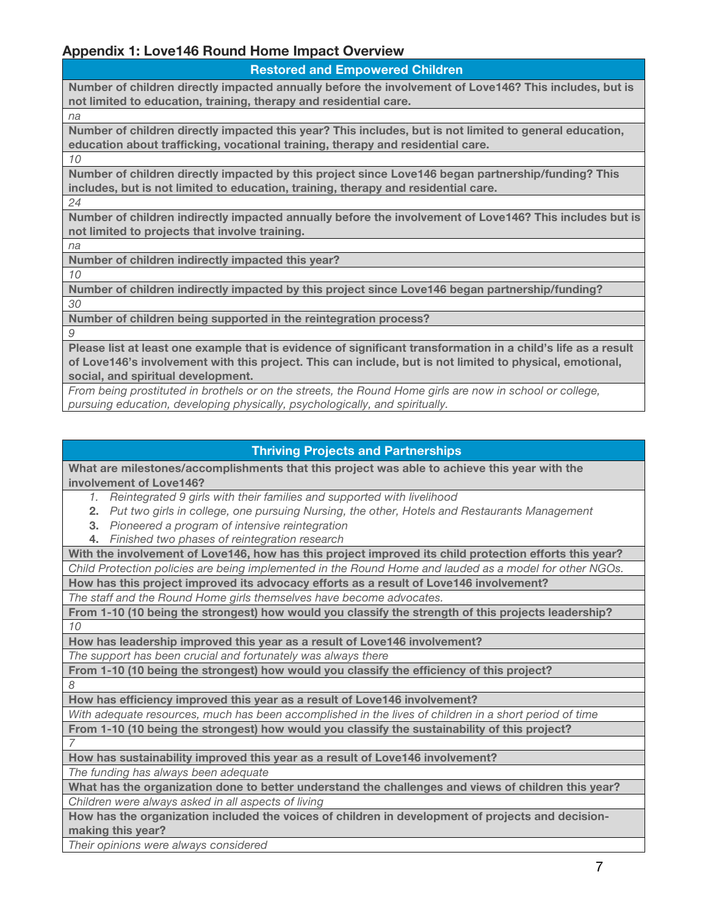## Appendix 1: Love146 Round Home Impact Overview

| Restored and Empowered Children |
|---|
| **Number of children directly impacted annually before the involvement of Love146? This includes, but is not limited to education, training, therapy and residential care.** |
| *na* |
| **Number of children directly impacted this year? This includes, but is not limited to general education, education about trafficking, vocational training, therapy and residential care.** |
| *10* |
| **Number of children directly impacted by this project since Love146 began partnership/funding? This includes, but is not limited to education, training, therapy and residential care.** |
| *24* |
| **Number of children indirectly impacted annually before the involvement of Love146? This includes but is not limited to projects that involve training.** |
| *na* |
| **Number of children indirectly impacted this year?** |
| *10* |
| **Number of children indirectly impacted by this project since Love146 began partnership/funding?** |
| *30* |
| **Number of children being supported in the reintegration process?** |
| *9* |
| **Please list at least one example that is evidence of significant transformation in a child's life as a result of Love146's involvement with this project. This can include, but is not limited to physical, emotional, social, and spiritual development.** |
| *From being prostituted in brothels or on the streets, the Round Home girls are now in school or college, pursuing education, developing physically, psychologically, and spiritually.* |

| Thriving Projects and Partnerships |
|---|
| **What are milestones/accomplishments that this project was able to achieve this year with the involvement of Love146?** |
| 1. *Reintegrated 9 girls with their families and supported with livelihood* <br> 2. *Put two girls in college, one pursuing Nursing, the other, Hotels and Restaurants Management* <br> 3. *Pioneered a program of intensive reintegration* <br> 4. *Finished two phases of reintegration research* |
| **With the involvement of Love146, how has this project improved its child protection efforts this year?** |
| *Child Protection policies are being implemented in the Round Home and lauded as a model for other NGOs.* |
| **How has this project improved its advocacy efforts as a result of Love146 involvement?** |
| *The staff and the Round Home girls themselves have become advocates.* |
| **From 1-10 (10 being the strongest) how would you classify the strength of this projects leadership?** |
| *10* |
| **How has leadership improved this year as a result of Love146 involvement?** |
| *The support has been crucial and fortunately was always there* |
| **From 1-10 (10 being the strongest) how would you classify the efficiency of this project?** |
| *8* |
| **How has efficiency improved this year as a result of Love146 involvement?** |
| *With adequate resources, much has been accomplished in the lives of children in a short period of time* |
| **From 1-10 (10 being the strongest) how would you classify the sustainability of this project?** |
| *7* |
| **How has sustainability improved this year as a result of Love146 involvement?** |
| *The funding has always been adequate* |
| **What has the organization done to better understand the challenges and views of children this year?** |
| *Children were always asked in all aspects of living* |
| **How has the organization included the voices of children in development of projects and decision-making this year?** |
| *Their opinions were always considered* |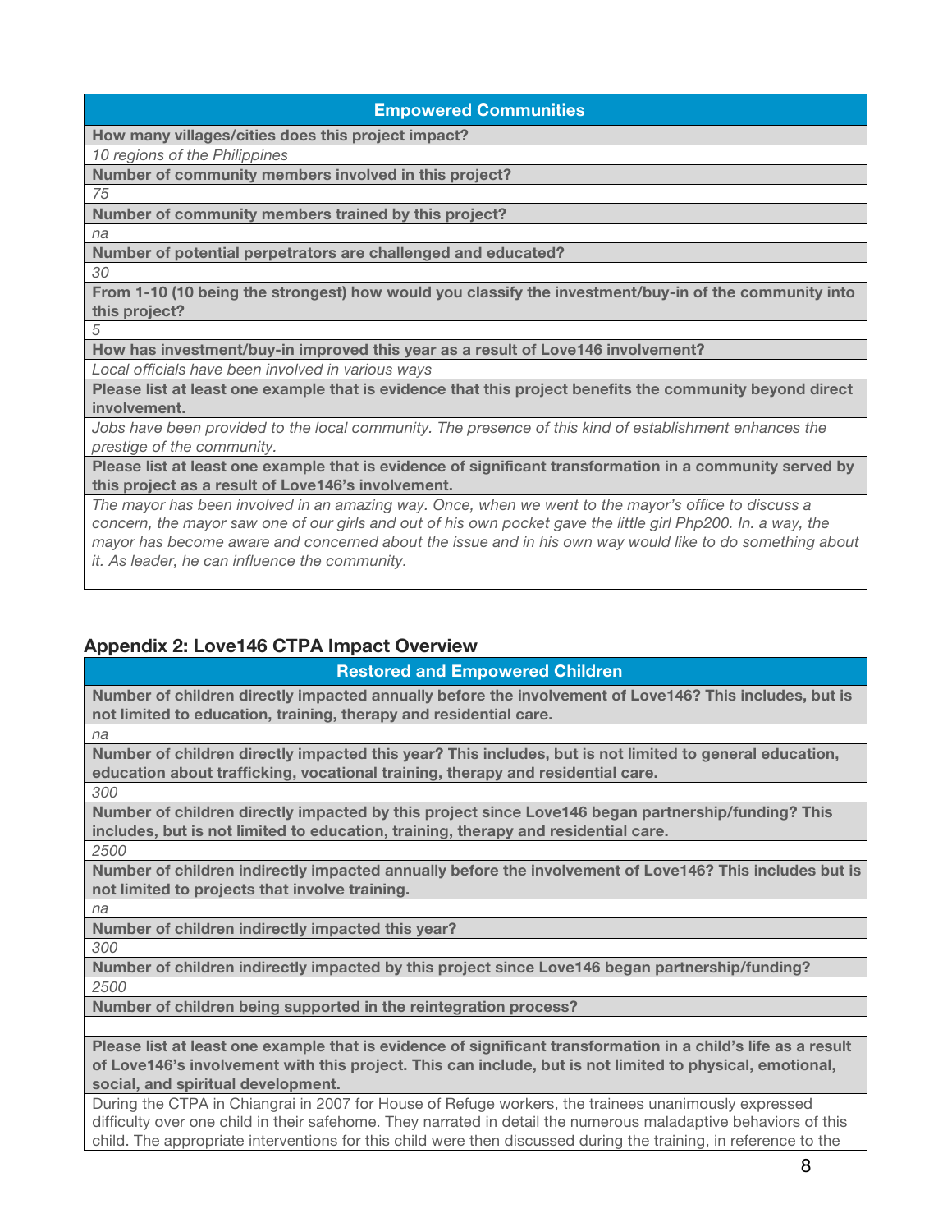| Empowered Communities |
|---|
| **How many villages/cities does this project impact?** |
| *10 regions of the Philippines* |
| **Number of community members involved in this project?** |
| *75* |
| **Number of community members trained by this project?** |
| *na* |
| **Number of potential perpetrators are challenged and educated?** |
| *30* |
| **From 1-10 (10 being the strongest) how would you classify the investment/buy-in of the community into this project?** |
| *5* |
| **How has investment/buy-in improved this year as a result of Love146 involvement?** |
| *Local officials have been involved in various ways* |
| **Please list at least one example that is evidence that this project benefits the community beyond direct involvement.** |
| *Jobs have been provided to the local community. The presence of this kind of establishment enhances the prestige of the community.* |
| **Please list at least one example that is evidence of significant transformation in a community served by this project as a result of Love146's involvement.** |
| *The mayor has been involved in an amazing way. Once, when we went to the mayor's office to discuss a concern, the mayor saw one of our girls and out of his own pocket gave the little girl Php200. In. a way, the mayor has become aware and concerned about the issue and in his own way would like to do something about it. As leader, he can influence the community.* |

## Appendix 2: Love146 CTPA Impact Overview

| Restored and Empowered Children |
|---|
| **Number of children directly impacted annually before the involvement of Love146? This includes, but is not limited to education, training, therapy and residential care.** |
| *na* |
| **Number of children directly impacted this year? This includes, but is not limited to general education, education about trafficking, vocational training, therapy and residential care.** |
| *300* |
| **Number of children directly impacted by this project since Love146 began partnership/funding? This includes, but is not limited to education, training, therapy and residential care.** |
| *2500* |
| **Number of children indirectly impacted annually before the involvement of Love146? This includes but is not limited to projects that involve training.** |
| *na* |
| **Number of children indirectly impacted this year?** |
| *300* |
| **Number of children indirectly impacted by this project since Love146 began partnership/funding?** |
| *2500* |
| **Number of children being supported in the reintegration process?** |
| |
| **Please list at least one example that is evidence of significant transformation in a child's life as a result of Love146's involvement with this project. This can include, but is not limited to physical, emotional, social, and spiritual development.** |
| During the CTPA in Chiangrai in 2007 for House of Refuge workers, the trainees unanimously expressed difficulty over one child in their safehome. They narrated in detail the numerous maladaptive behaviors of this child. The appropriate interventions for this child were then discussed during the training, in reference to the |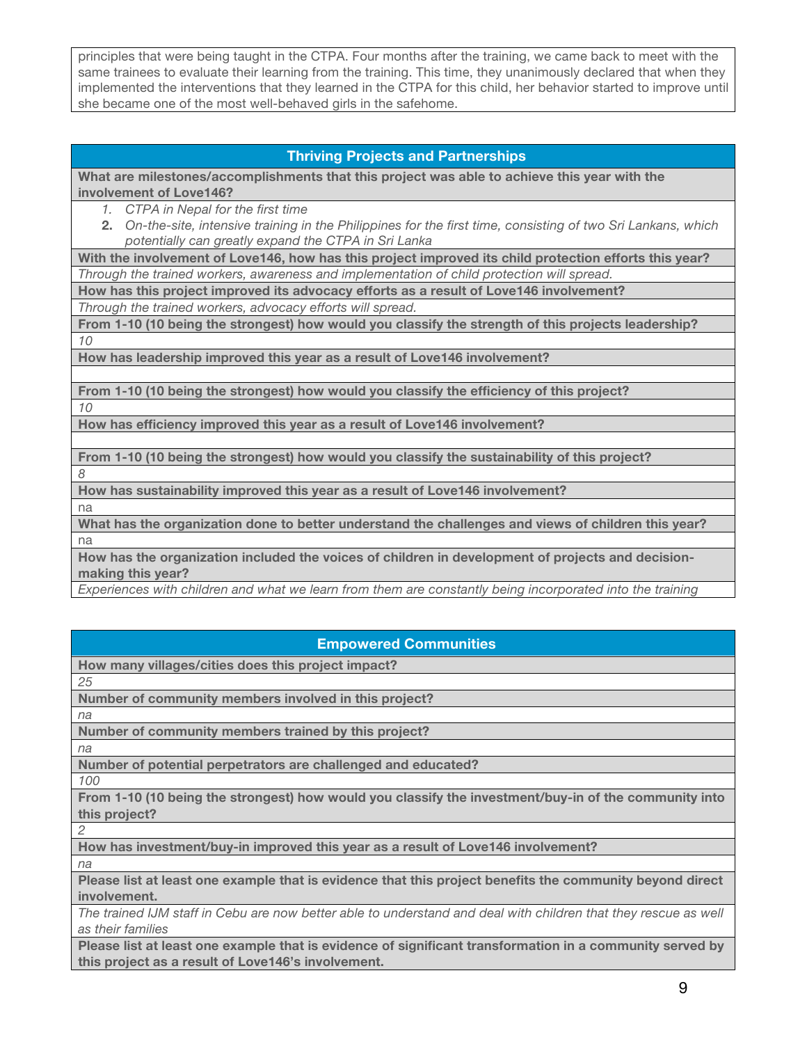principles that were being taught in the CTPA. Four months after the training, we came back to meet with the same trainees to evaluate their learning from the training. This time, they unanimously declared that when they implemented the interventions that they learned in the CTPA for this child, her behavior started to improve until she became one of the most well-behaved girls in the safehome.

| Thriving Projects and Partnerships |
|---|
| **What are milestones/accomplishments that this project was able to achieve this year with the involvement of Love146?** |
| 1. *CTPA in Nepal for the first time* <br> 2. *On-the-site, intensive training in the Philippines for the first time, consisting of two Sri Lankans, which potentially can greatly expand the CTPA in Sri Lanka* |
| **With the involvement of Love146, how has this project improved its child protection efforts this year?** |
| *Through the trained workers, awareness and implementation of child protection will spread.* |
| **How has this project improved its advocacy efforts as a result of Love146 involvement?** |
| *Through the trained workers, advocacy efforts will spread.* |
| **From 1-10 (10 being the strongest) how would you classify the strength of this projects leadership?** |
| *10* |
| **How has leadership improved this year as a result of Love146 involvement?** |
| |
| **From 1-10 (10 being the strongest) how would you classify the efficiency of this project?** |
| *10* |
| **How has efficiency improved this year as a result of Love146 involvement?** |
| |
| **From 1-10 (10 being the strongest) how would you classify the sustainability of this project?** |
| *8* |
| **How has sustainability improved this year as a result of Love146 involvement?** |
| na |
| **What has the organization done to better understand the challenges and views of children this year?** |
| na |
| **How has the organization included the voices of children in development of projects and decision-making this year?** |
| *Experiences with children and what we learn from them are constantly being incorporated into the training* |

| Empowered Communities |
|---|
| **How many villages/cities does this project impact?** |
| *25* |
| **Number of community members involved in this project?** |
| *na* |
| **Number of community members trained by this project?** |
| *na* |
| **Number of potential perpetrators are challenged and educated?** |
| *100* |
| **From 1-10 (10 being the strongest) how would you classify the investment/buy-in of the community into this project?** |
| *2* |
| **How has investment/buy-in improved this year as a result of Love146 involvement?** |
| *na* |
| **Please list at least one example that is evidence that this project benefits the community beyond direct involvement.** |
| *The trained IJM staff in Cebu are now better able to understand and deal with children that they rescue as well as their families* |
| **Please list at least one example that is evidence of significant transformation in a community served by this project as a result of Love146's involvement.** |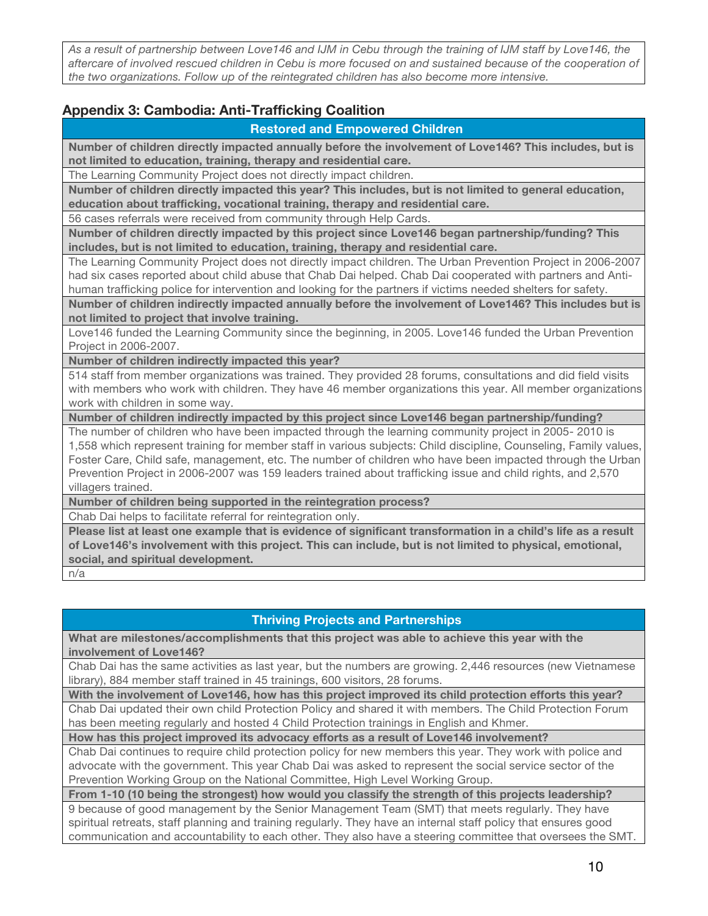*As a result of partnership between Love146 and IJM in Cebu through the training of IJM staff by Love146, the aftercare of involved rescued children in Cebu is more focused on and sustained because of the cooperation of the two organizations. Follow up of the reintegrated children has also become more intensive.*

## Appendix 3: Cambodia: Anti-Trafficking Coalition

| Restored and Empowered Children |
|---|
| **Number of children directly impacted annually before the involvement of Love146? This includes, but is not limited to education, training, therapy and residential care.** |
| The Learning Community Project does not directly impact children. |
| **Number of children directly impacted this year? This includes, but is not limited to general education, education about trafficking, vocational training, therapy and residential care.** |
| 56 cases referrals were received from community through Help Cards. |
| **Number of children directly impacted by this project since Love146 began partnership/funding? This includes, but is not limited to education, training, therapy and residential care.** |
| The Learning Community Project does not directly impact children. The Urban Prevention Project in 2006-2007 had six cases reported about child abuse that Chab Dai helped. Chab Dai cooperated with partners and Anti-human trafficking police for intervention and looking for the partners if victims needed shelters for safety. |
| **Number of children indirectly impacted annually before the involvement of Love146? This includes but is not limited to project that involve training.** |
| Love146 funded the Learning Community since the beginning, in 2005. Love146 funded the Urban Prevention Project in 2006-2007. |
| **Number of children indirectly impacted this year?** |
| 514 staff from member organizations was trained. They provided 28 forums, consultations and did field visits with members who work with children. They have 46 member organizations this year. All member organizations work with children in some way. |
| **Number of children indirectly impacted by this project since Love146 began partnership/funding?** |
| The number of children who have been impacted through the learning community project in 2005- 2010 is 1,558 which represent training for member staff in various subjects: Child discipline, Counseling, Family values, Foster Care, Child safe, management, etc. The number of children who have been impacted through the Urban Prevention Project in 2006-2007 was 159 leaders trained about trafficking issue and child rights, and 2,570 villagers trained. |
| **Number of children being supported in the reintegration process?** |
| Chab Dai helps to facilitate referral for reintegration only. |
| **Please list at least one example that is evidence of significant transformation in a child's life as a result of Love146's involvement with this project. This can include, but is not limited to physical, emotional, social, and spiritual development.** |
| n/a |

| Thriving Projects and Partnerships |
|---|
| **What are milestones/accomplishments that this project was able to achieve this year with the involvement of Love146?** |
| Chab Dai has the same activities as last year, but the numbers are growing. 2,446 resources (new Vietnamese library), 884 member staff trained in 45 trainings, 600 visitors, 28 forums. |
| **With the involvement of Love146, how has this project improved its child protection efforts this year?** |
| Chab Dai updated their own child Protection Policy and shared it with members. The Child Protection Forum has been meeting regularly and hosted 4 Child Protection trainings in English and Khmer. |
| **How has this project improved its advocacy efforts as a result of Love146 involvement?** |
| Chab Dai continues to require child protection policy for new members this year. They work with police and advocate with the government. This year Chab Dai was asked to represent the social service sector of the Prevention Working Group on the National Committee, High Level Working Group. |
| **From 1-10 (10 being the strongest) how would you classify the strength of this projects leadership?** |
| 9 because of good management by the Senior Management Team (SMT) that meets regularly. They have spiritual retreats, staff planning and training regularly. They have an internal staff policy that ensures good communication and accountability to each other. They also have a steering committee that oversees the SMT. |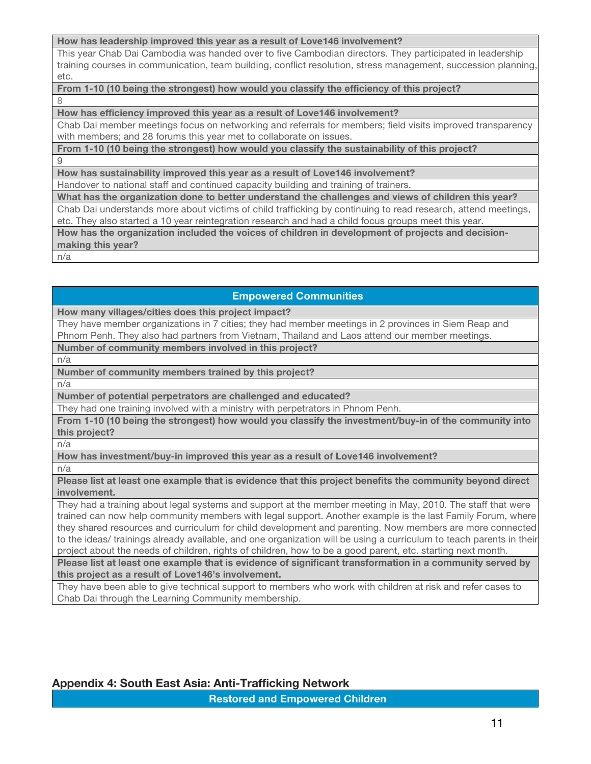| How has leadership improved this year as a result of Love146 involvement? |
|---|
| This year Chab Dai Cambodia was handed over to five Cambodian directors. They participated in leadership training courses in communication, team building, conflict resolution, stress management, succession planning, etc. |
| **From 1-10 (10 being the strongest) how would you classify the efficiency of this project?** |
| 8 |
| **How has efficiency improved this year as a result of Love146 involvement?** |
| Chab Dai member meetings focus on networking and referrals for members; field visits improved transparency with members; and 28 forums this year met to collaborate on issues. |
| **From 1-10 (10 being the strongest) how would you classify the sustainability of this project?** |
| 9 |
| **How has sustainability improved this year as a result of Love146 involvement?** |
| Handover to national staff and continued capacity building and training of trainers. |
| **What has the organization done to better understand the challenges and views of children this year?** |
| Chab Dai understands more about victims of child trafficking by continuing to read research, attend meetings, etc. They also started a 10 year reintegration research and had a child focus groups meet this year. |
| **How has the organization included the voices of children in development of projects and decision-making this year?** |
| n/a |

| Empowered Communities |
|---|
| **How many villages/cities does this project impact?** |
| They have member organizations in 7 cities; they had member meetings in 2 provinces in Siem Reap and Phnom Penh. They also had partners from Vietnam, Thailand and Laos attend our member meetings. |
| **Number of community members involved in this project?** |
| n/a |
| **Number of community members trained by this project?** |
| n/a |
| **Number of potential perpetrators are challenged and educated?** |
| They had one training involved with a ministry with perpetrators in Phnom Penh. |
| **From 1-10 (10 being the strongest) how would you classify the investment/buy-in of the community into this project?** |
| n/a |
| **How has investment/buy-in improved this year as a result of Love146 involvement?** |
| n/a |
| **Please list at least one example that is evidence that this project benefits the community beyond direct involvement.** |
| They had a training about legal systems and support at the member meeting in May, 2010. The staff that were trained can now help community members with legal support. Another example is the last Family Forum, where they shared resources and curriculum for child development and parenting. Now members are more connected to the ideas/ trainings already available, and one organization will be using a curriculum to teach parents in their project about the needs of children, rights of children, how to be a good parent, etc. starting next month. |
| **Please list at least one example that is evidence of significant transformation in a community served by this project as a result of Love146's involvement.** |
| They have been able to give technical support to members who work with children at risk and refer cases to Chab Dai through the Learning Community membership. |

## Appendix 4: South East Asia: Anti-Trafficking Network

| Restored and Empowered Children |
|---|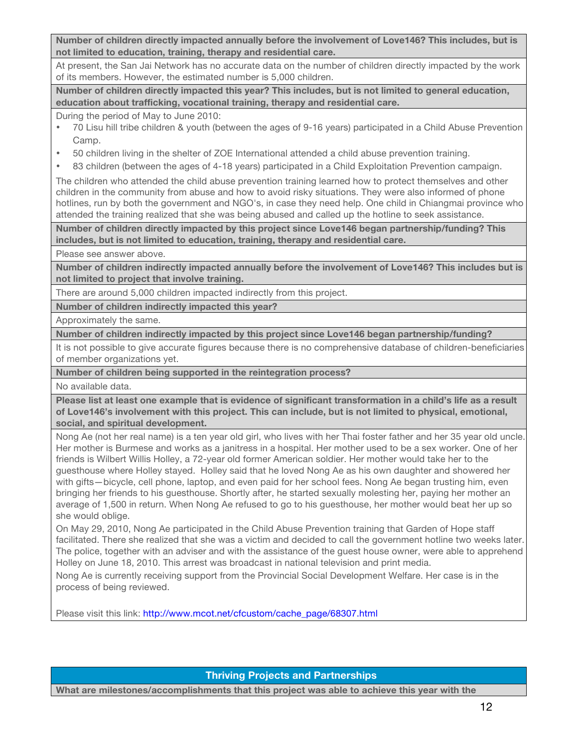**Number of children directly impacted annually before the involvement of Love146? This includes, but is not limited to education, training, therapy and residential care.**

At present, the San Jai Network has no accurate data on the number of children directly impacted by the work of its members. However, the estimated number is 5,000 children.

**Number of children directly impacted this year? This includes, but is not limited to general education, education about trafficking, vocational training, therapy and residential care.**

During the period of May to June 2010:

- 70 Lisu hill tribe children & youth (between the ages of 9-16 years) participated in a Child Abuse Prevention Camp.
- 50 children living in the shelter of ZOE International attended a child abuse prevention training.
- 83 children (between the ages of 4-18 years) participated in a Child Exploitation Prevention campaign.

The children who attended the child abuse prevention training learned how to protect themselves and other children in the community from abuse and how to avoid risky situations. They were also informed of phone hotlines, run by both the government and NGO's, in case they need help. One child in Chiangmai province who attended the training realized that she was being abused and called up the hotline to seek assistance.

**Number of children directly impacted by this project since Love146 began partnership/funding? This includes, but is not limited to education, training, therapy and residential care.**

Please see answer above.

**Number of children indirectly impacted annually before the involvement of Love146? This includes but is not limited to project that involve training.**

There are around 5,000 children impacted indirectly from this project.

**Number of children indirectly impacted this year?**

Approximately the same.

**Number of children indirectly impacted by this project since Love146 began partnership/funding?**

It is not possible to give accurate figures because there is no comprehensive database of children-beneficiaries of member organizations yet.

**Number of children being supported in the reintegration process?**

No available data.

**Please list at least one example that is evidence of significant transformation in a child's life as a result of Love146's involvement with this project. This can include, but is not limited to physical, emotional, social, and spiritual development.**

Nong Ae (not her real name) is a ten year old girl, who lives with her Thai foster father and her 35 year old uncle. Her mother is Burmese and works as a janitress in a hospital. Her mother used to be a sex worker. One of her friends is Wilbert Willis Holley, a 72-year old former American soldier. Her mother would take her to the guesthouse where Holley stayed. Holley said that he loved Nong Ae as his own daughter and showered her with gifts—bicycle, cell phone, laptop, and even paid for her school fees. Nong Ae began trusting him, even bringing her friends to his guesthouse. Shortly after, he started sexually molesting her, paying her mother an average of 1,500 in return. When Nong Ae refused to go to his guesthouse, her mother would beat her up so she would oblige.

On May 29, 2010, Nong Ae participated in the Child Abuse Prevention training that Garden of Hope staff facilitated. There she realized that she was a victim and decided to call the government hotline two weeks later. The police, together with an adviser and with the assistance of the guest house owner, were able to apprehend Holley on June 18, 2010. This arrest was broadcast in national television and print media.

Nong Ae is currently receiving support from the Provincial Social Development Welfare. Her case is in the process of being reviewed.

Please visit this link: http://www.mcot.net/cfcustom/cache_page/68307.html

## Thriving Projects and Partnerships

**What are milestones/accomplishments that this project was able to achieve this year with the**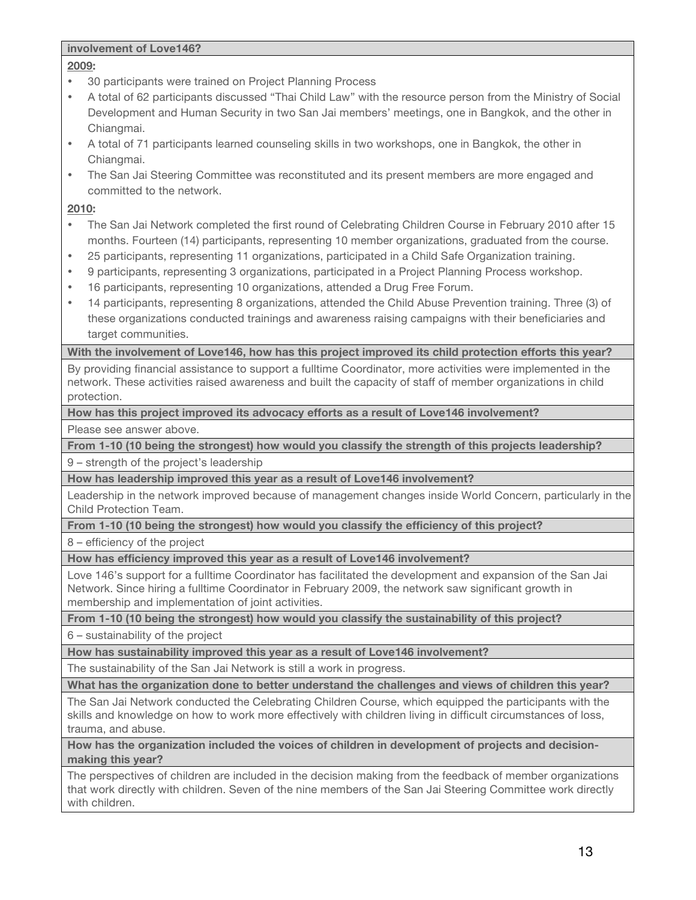**involvement of Love146?**

**2009:**

- 30 participants were trained on Project Planning Process
- A total of 62 participants discussed "Thai Child Law" with the resource person from the Ministry of Social Development and Human Security in two San Jai members' meetings, one in Bangkok, and the other in Chiangmai.
- A total of 71 participants learned counseling skills in two workshops, one in Bangkok, the other in Chiangmai.
- The San Jai Steering Committee was reconstituted and its present members are more engaged and committed to the network.

**2010:**

- The San Jai Network completed the first round of Celebrating Children Course in February 2010 after 15 months. Fourteen (14) participants, representing 10 member organizations, graduated from the course.
- 25 participants, representing 11 organizations, participated in a Child Safe Organization training.
- 9 participants, representing 3 organizations, participated in a Project Planning Process workshop.
- 16 participants, representing 10 organizations, attended a Drug Free Forum.
- 14 participants, representing 8 organizations, attended the Child Abuse Prevention training. Three (3) of these organizations conducted trainings and awareness raising campaigns with their beneficiaries and target communities.

**With the involvement of Love146, how has this project improved its child protection efforts this year?**

By providing financial assistance to support a fulltime Coordinator, more activities were implemented in the network. These activities raised awareness and built the capacity of staff of member organizations in child protection.

**How has this project improved its advocacy efforts as a result of Love146 involvement?**

Please see answer above.

**From 1-10 (10 being the strongest) how would you classify the strength of this projects leadership?**

9 – strength of the project's leadership

**How has leadership improved this year as a result of Love146 involvement?**

Leadership in the network improved because of management changes inside World Concern, particularly in the Child Protection Team.

**From 1-10 (10 being the strongest) how would you classify the efficiency of this project?**

8 – efficiency of the project

**How has efficiency improved this year as a result of Love146 involvement?**

Love 146's support for a fulltime Coordinator has facilitated the development and expansion of the San Jai Network. Since hiring a fulltime Coordinator in February 2009, the network saw significant growth in membership and implementation of joint activities.

**From 1-10 (10 being the strongest) how would you classify the sustainability of this project?**

6 – sustainability of the project

**How has sustainability improved this year as a result of Love146 involvement?**

The sustainability of the San Jai Network is still a work in progress.

**What has the organization done to better understand the challenges and views of children this year?**

The San Jai Network conducted the Celebrating Children Course, which equipped the participants with the skills and knowledge on how to work more effectively with children living in difficult circumstances of loss, trauma, and abuse.

**How has the organization included the voices of children in development of projects and decision-making this year?**

The perspectives of children are included in the decision making from the feedback of member organizations that work directly with children. Seven of the nine members of the San Jai Steering Committee work directly with children.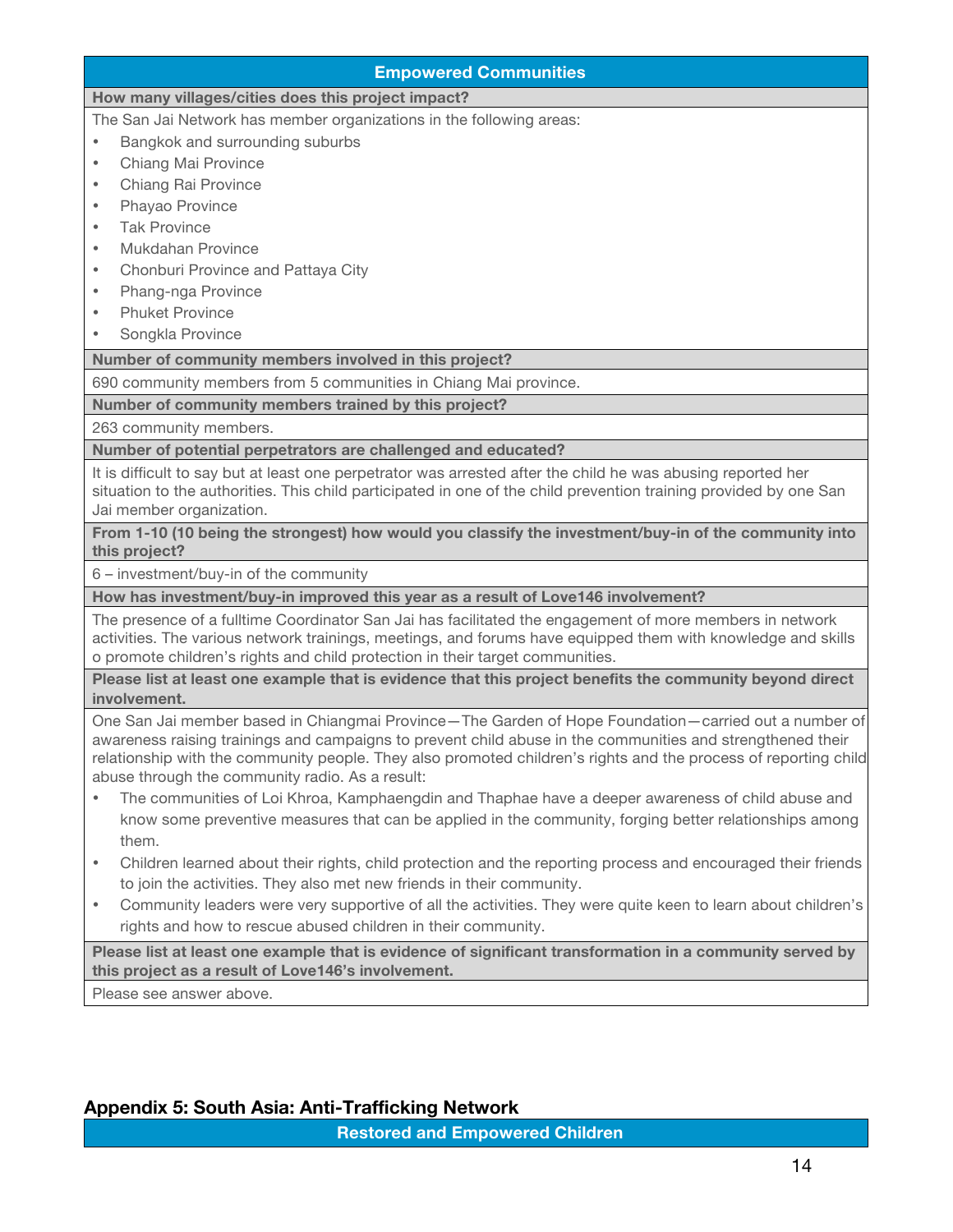## Empowered Communities

**How many villages/cities does this project impact?**

The San Jai Network has member organizations in the following areas:

- Bangkok and surrounding suburbs
- Chiang Mai Province
- Chiang Rai Province
- Phayao Province
- Tak Province
- Mukdahan Province
- Chonburi Province and Pattaya City
- Phang-nga Province
- Phuket Province
- Songkla Province

**Number of community members involved in this project?**

690 community members from 5 communities in Chiang Mai province.

**Number of community members trained by this project?**

263 community members.

**Number of potential perpetrators are challenged and educated?**

It is difficult to say but at least one perpetrator was arrested after the child he was abusing reported her situation to the authorities. This child participated in one of the child prevention training provided by one San Jai member organization.

**From 1-10 (10 being the strongest) how would you classify the investment/buy-in of the community into this project?**

6 – investment/buy-in of the community

**How has investment/buy-in improved this year as a result of Love146 involvement?**

The presence of a fulltime Coordinator San Jai has facilitated the engagement of more members in network activities. The various network trainings, meetings, and forums have equipped them with knowledge and skills o promote children's rights and child protection in their target communities.

**Please list at least one example that is evidence that this project benefits the community beyond direct involvement.**

One San Jai member based in Chiangmai Province—The Garden of Hope Foundation—carried out a number of awareness raising trainings and campaigns to prevent child abuse in the communities and strengthened their relationship with the community people. They also promoted children's rights and the process of reporting child abuse through the community radio. As a result:

- The communities of Loi Khroa, Kamphaengdin and Thaphae have a deeper awareness of child abuse and know some preventive measures that can be applied in the community, forging better relationships among them.
- Children learned about their rights, child protection and the reporting process and encouraged their friends to join the activities. They also met new friends in their community.
- Community leaders were very supportive of all the activities. They were quite keen to learn about children's rights and how to rescue abused children in their community.

**Please list at least one example that is evidence of significant transformation in a community served by this project as a result of Love146's involvement.**

Please see answer above.

## Appendix 5: South Asia: Anti-Trafficking Network

### Restored and Empowered Children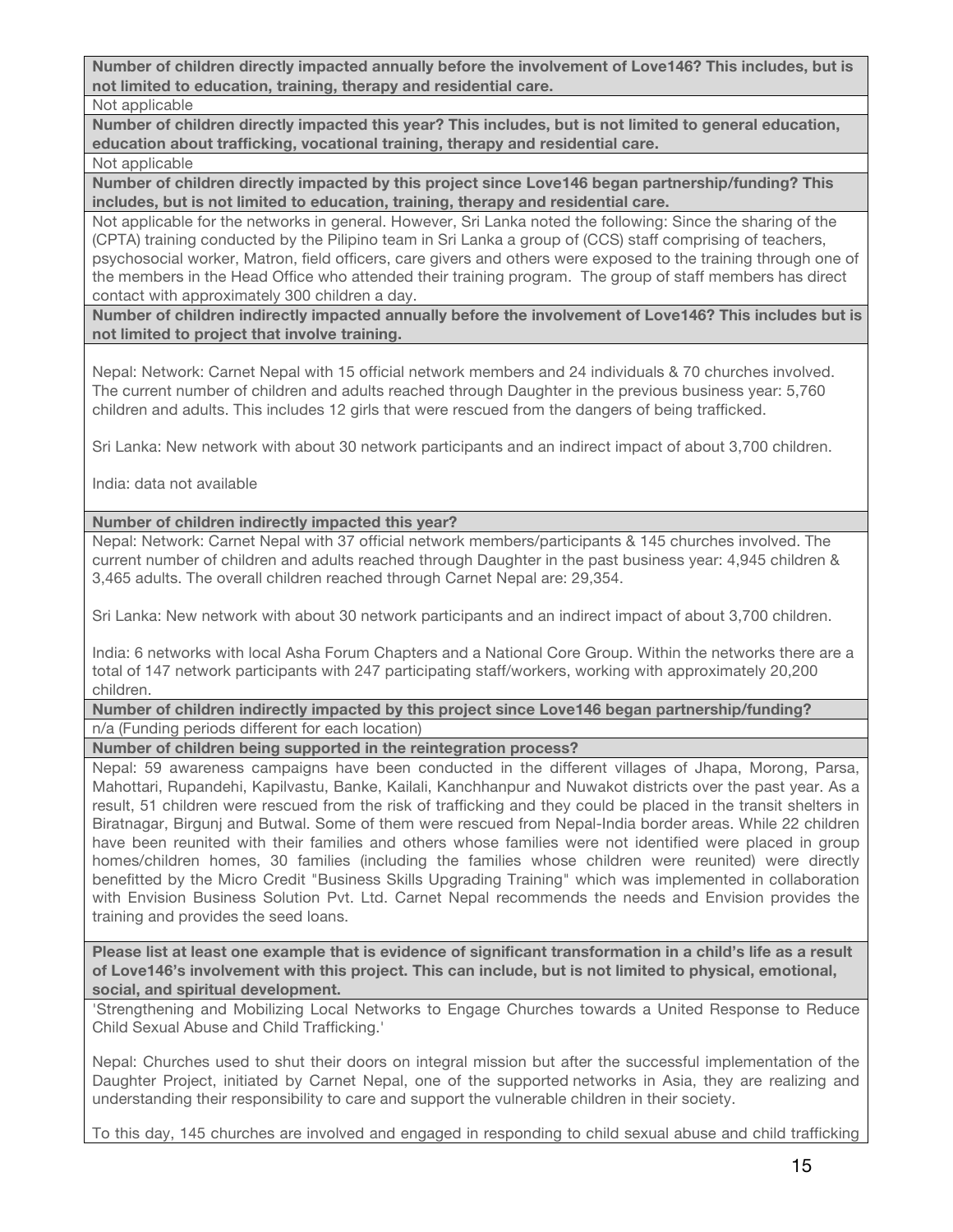**Number of children directly impacted annually before the involvement of Love146? This includes, but is not limited to education, training, therapy and residential care.**

Not applicable

**Number of children directly impacted this year? This includes, but is not limited to general education, education about trafficking, vocational training, therapy and residential care.**

Not applicable

**Number of children directly impacted by this project since Love146 began partnership/funding? This includes, but is not limited to education, training, therapy and residential care.**

Not applicable for the networks in general. However, Sri Lanka noted the following: Since the sharing of the (CPTA) training conducted by the Pilipino team in Sri Lanka a group of (CCS) staff comprising of teachers, psychosocial worker, Matron, field officers, care givers and others were exposed to the training through one of the members in the Head Office who attended their training program. The group of staff members has direct contact with approximately 300 children a day.

**Number of children indirectly impacted annually before the involvement of Love146? This includes but is not limited to project that involve training.**

Nepal: Network: Carnet Nepal with 15 official network members and 24 individuals & 70 churches involved. The current number of children and adults reached through Daughter in the previous business year: 5,760 children and adults. This includes 12 girls that were rescued from the dangers of being trafficked.

Sri Lanka: New network with about 30 network participants and an indirect impact of about 3,700 children.

India: data not available

**Number of children indirectly impacted this year?**

Nepal: Network: Carnet Nepal with 37 official network members/participants & 145 churches involved. The current number of children and adults reached through Daughter in the past business year: 4,945 children & 3,465 adults. The overall children reached through Carnet Nepal are: 29,354.

Sri Lanka: New network with about 30 network participants and an indirect impact of about 3,700 children.

India: 6 networks with local Asha Forum Chapters and a National Core Group. Within the networks there are a total of 147 network participants with 247 participating staff/workers, working with approximately 20,200 children.

**Number of children indirectly impacted by this project since Love146 began partnership/funding?**

n/a (Funding periods different for each location)

**Number of children being supported in the reintegration process?**

Nepal: 59 awareness campaigns have been conducted in the different villages of Jhapa, Morong, Parsa, Mahottari, Rupandehi, Kapilvastu, Banke, Kailali, Kanchhanpur and Nuwakot districts over the past year. As a result, 51 children were rescued from the risk of trafficking and they could be placed in the transit shelters in Biratnagar, Birgunj and Butwal. Some of them were rescued from Nepal-India border areas. While 22 children have been reunited with their families and others whose families were not identified were placed in group homes/children homes, 30 families (including the families whose children were reunited) were directly benefitted by the Micro Credit "Business Skills Upgrading Training" which was implemented in collaboration with Envision Business Solution Pvt. Ltd. Carnet Nepal recommends the needs and Envision provides the training and provides the seed loans.

**Please list at least one example that is evidence of significant transformation in a child's life as a result of Love146's involvement with this project. This can include, but is not limited to physical, emotional, social, and spiritual development.**

'Strengthening and Mobilizing Local Networks to Engage Churches towards a United Response to Reduce Child Sexual Abuse and Child Trafficking.'

Nepal: Churches used to shut their doors on integral mission but after the successful implementation of the Daughter Project, initiated by Carnet Nepal, one of the supported networks in Asia, they are realizing and understanding their responsibility to care and support the vulnerable children in their society.

To this day, 145 churches are involved and engaged in responding to child sexual abuse and child trafficking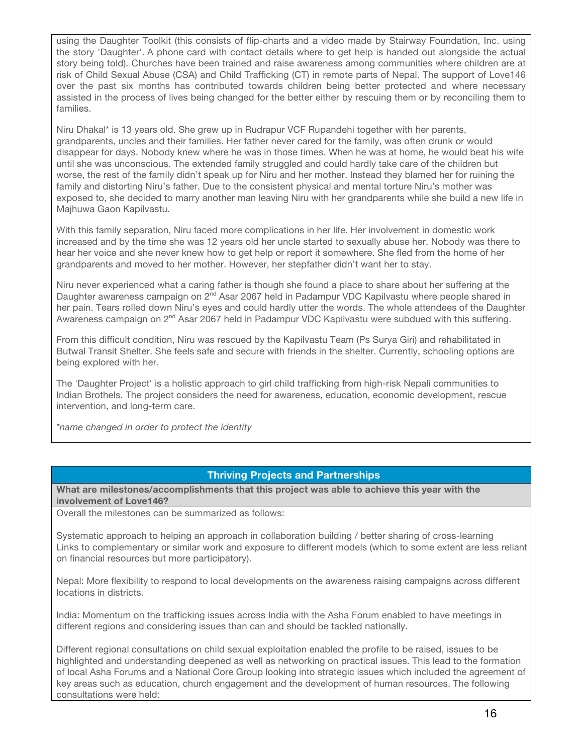using the Daughter Toolkit (this consists of flip-charts and a video made by Stairway Foundation, Inc. using the story 'Daughter'. A phone card with contact details where to get help is handed out alongside the actual story being told). Churches have been trained and raise awareness among communities where children are at risk of Child Sexual Abuse (CSA) and Child Trafficking (CT) in remote parts of Nepal. The support of Love146 over the past six months has contributed towards children being better protected and where necessary assisted in the process of lives being changed for the better either by rescuing them or by reconciling them to families.

Niru Dhakal* is 13 years old. She grew up in Rudrapur VCF Rupandehi together with her parents, grandparents, uncles and their families. Her father never cared for the family, was often drunk or would disappear for days. Nobody knew where he was in those times. When he was at home, he would beat his wife until she was unconscious. The extended family struggled and could hardly take care of the children but worse, the rest of the family didn't speak up for Niru and her mother. Instead they blamed her for ruining the family and distorting Niru's father. Due to the consistent physical and mental torture Niru's mother was exposed to, she decided to marry another man leaving Niru with her grandparents while she build a new life in Majhuwa Gaon Kapilvastu.

With this family separation, Niru faced more complications in her life. Her involvement in domestic work increased and by the time she was 12 years old her uncle started to sexually abuse her. Nobody was there to hear her voice and she never knew how to get help or report it somewhere. She fled from the home of her grandparents and moved to her mother. However, her stepfather didn't want her to stay.

Niru never experienced what a caring father is though she found a place to share about her suffering at the Daughter awareness campaign on 2nd Asar 2067 held in Padampur VDC Kapilvastu where people shared in her pain. Tears rolled down Niru's eyes and could hardly utter the words. The whole attendees of the Daughter Awareness campaign on 2nd Asar 2067 held in Padampur VDC Kapilvastu were subdued with this suffering.

From this difficult condition, Niru was rescued by the Kapilvastu Team (Ps Surya Giri) and rehabilitated in Butwal Transit Shelter. She feels safe and secure with friends in the shelter. Currently, schooling options are being explored with her.

The 'Daughter Project' is a holistic approach to girl child trafficking from high-risk Nepali communities to Indian Brothels. The project considers the need for awareness, education, economic development, rescue intervention, and long-term care.

*\*name changed in order to protect the identity*

## Thriving Projects and Partnerships

**What are milestones/accomplishments that this project was able to achieve this year with the involvement of Love146?**

Overall the milestones can be summarized as follows:

Systematic approach to helping an approach in collaboration building / better sharing of cross-learning
Links to complementary or similar work and exposure to different models (which to some extent are less reliant on financial resources but more participatory).

Nepal: More flexibility to respond to local developments on the awareness raising campaigns across different locations in districts.

India: Momentum on the trafficking issues across India with the Asha Forum enabled to have meetings in different regions and considering issues than can and should be tackled nationally.

Different regional consultations on child sexual exploitation enabled the profile to be raised, issues to be highlighted and understanding deepened as well as networking on practical issues. This lead to the formation of local Asha Forums and a National Core Group looking into strategic issues which included the agreement of key areas such as education, church engagement and the development of human resources. The following consultations were held: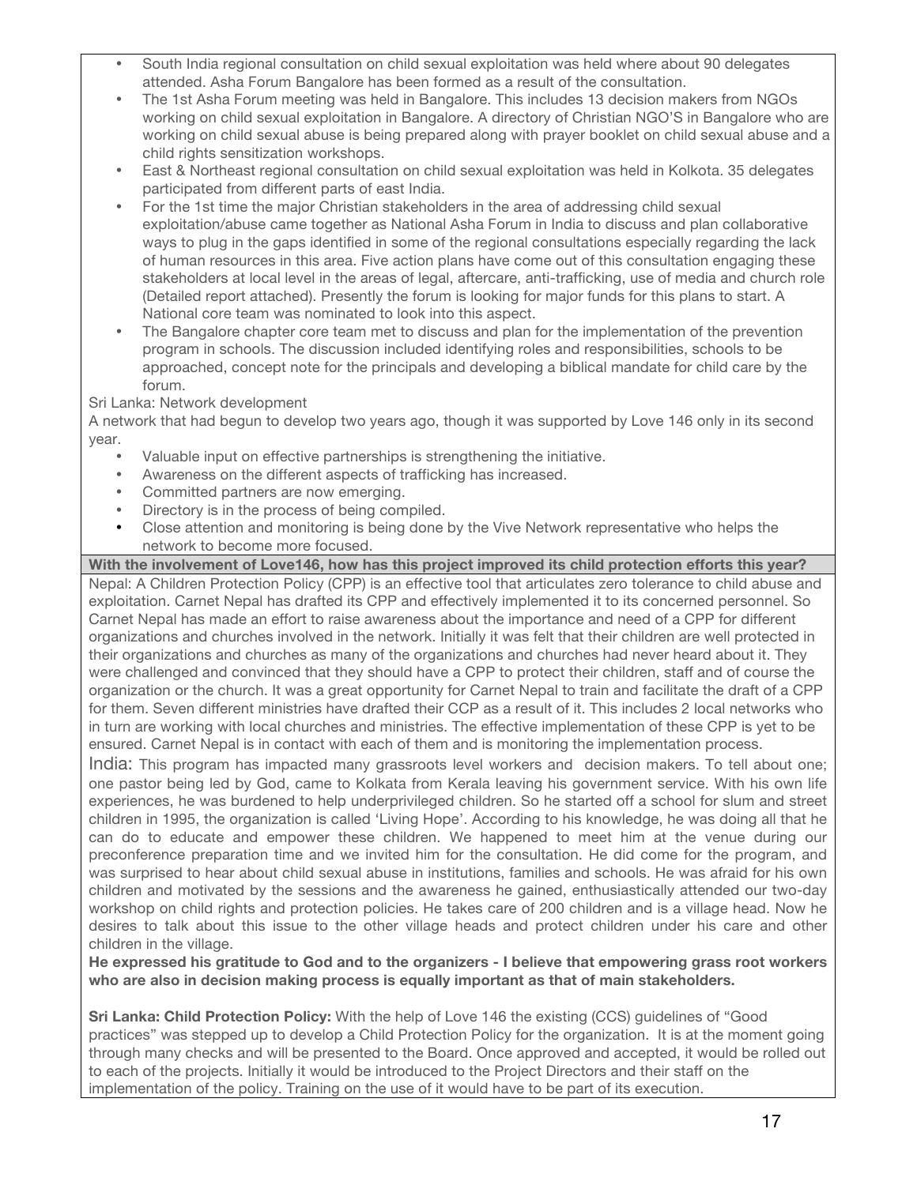- South India regional consultation on child sexual exploitation was held where about 90 delegates attended. Asha Forum Bangalore has been formed as a result of the consultation.
- The 1st Asha Forum meeting was held in Bangalore. This includes 13 decision makers from NGOs working on child sexual exploitation in Bangalore. A directory of Christian NGO'S in Bangalore who are working on child sexual abuse is being prepared along with prayer booklet on child sexual abuse and a child rights sensitization workshops.
- East & Northeast regional consultation on child sexual exploitation was held in Kolkota. 35 delegates participated from different parts of east India.
- For the 1st time the major Christian stakeholders in the area of addressing child sexual exploitation/abuse came together as National Asha Forum in India to discuss and plan collaborative ways to plug in the gaps identified in some of the regional consultations especially regarding the lack of human resources in this area. Five action plans have come out of this consultation engaging these stakeholders at local level in the areas of legal, aftercare, anti-trafficking, use of media and church role (Detailed report attached). Presently the forum is looking for major funds for this plans to start. A National core team was nominated to look into this aspect.
- The Bangalore chapter core team met to discuss and plan for the implementation of the prevention program in schools. The discussion included identifying roles and responsibilities, schools to be approached, concept note for the principals and developing a biblical mandate for child care by the forum.

Sri Lanka: Network development

A network that had begun to develop two years ago, though it was supported by Love 146 only in its second year.

- Valuable input on effective partnerships is strengthening the initiative.
- Awareness on the different aspects of trafficking has increased.
- Committed partners are now emerging.
- Directory is in the process of being compiled.
- Close attention and monitoring is being done by the Vive Network representative who helps the network to become more focused.

**With the involvement of Love146, how has this project improved its child protection efforts this year?**

Nepal: A Children Protection Policy (CPP) is an effective tool that articulates zero tolerance to child abuse and exploitation. Carnet Nepal has drafted its CPP and effectively implemented it to its concerned personnel. So Carnet Nepal has made an effort to raise awareness about the importance and need of a CPP for different organizations and churches involved in the network. Initially it was felt that their children are well protected in their organizations and churches as many of the organizations and churches had never heard about it. They were challenged and convinced that they should have a CPP to protect their children, staff and of course the organization or the church. It was a great opportunity for Carnet Nepal to train and facilitate the draft of a CPP for them. Seven different ministries have drafted their CCP as a result of it. This includes 2 local networks who in turn are working with local churches and ministries. The effective implementation of these CPP is yet to be ensured. Carnet Nepal is in contact with each of them and is monitoring the implementation process.

India: This program has impacted many grassroots level workers and decision makers. To tell about one; one pastor being led by God, came to Kolkata from Kerala leaving his government service. With his own life experiences, he was burdened to help underprivileged children. So he started off a school for slum and street children in 1995, the organization is called 'Living Hope'. According to his knowledge, he was doing all that he can do to educate and empower these children. We happened to meet him at the venue during our preconference preparation time and we invited him for the consultation. He did come for the program, and was surprised to hear about child sexual abuse in institutions, families and schools. He was afraid for his own children and motivated by the sessions and the awareness he gained, enthusiastically attended our two-day workshop on child rights and protection policies. He takes care of 200 children and is a village head. Now he desires to talk about this issue to the other village heads and protect children under his care and other children in the village.

**He expressed his gratitude to God and to the organizers - I believe that empowering grass root workers who are also in decision making process is equally important as that of main stakeholders.**

**Sri Lanka: Child Protection Policy:** With the help of Love 146 the existing (CCS) guidelines of "Good practices" was stepped up to develop a Child Protection Policy for the organization. It is at the moment going through many checks and will be presented to the Board. Once approved and accepted, it would be rolled out to each of the projects. Initially it would be introduced to the Project Directors and their staff on the implementation of the policy. Training on the use of it would have to be part of its execution.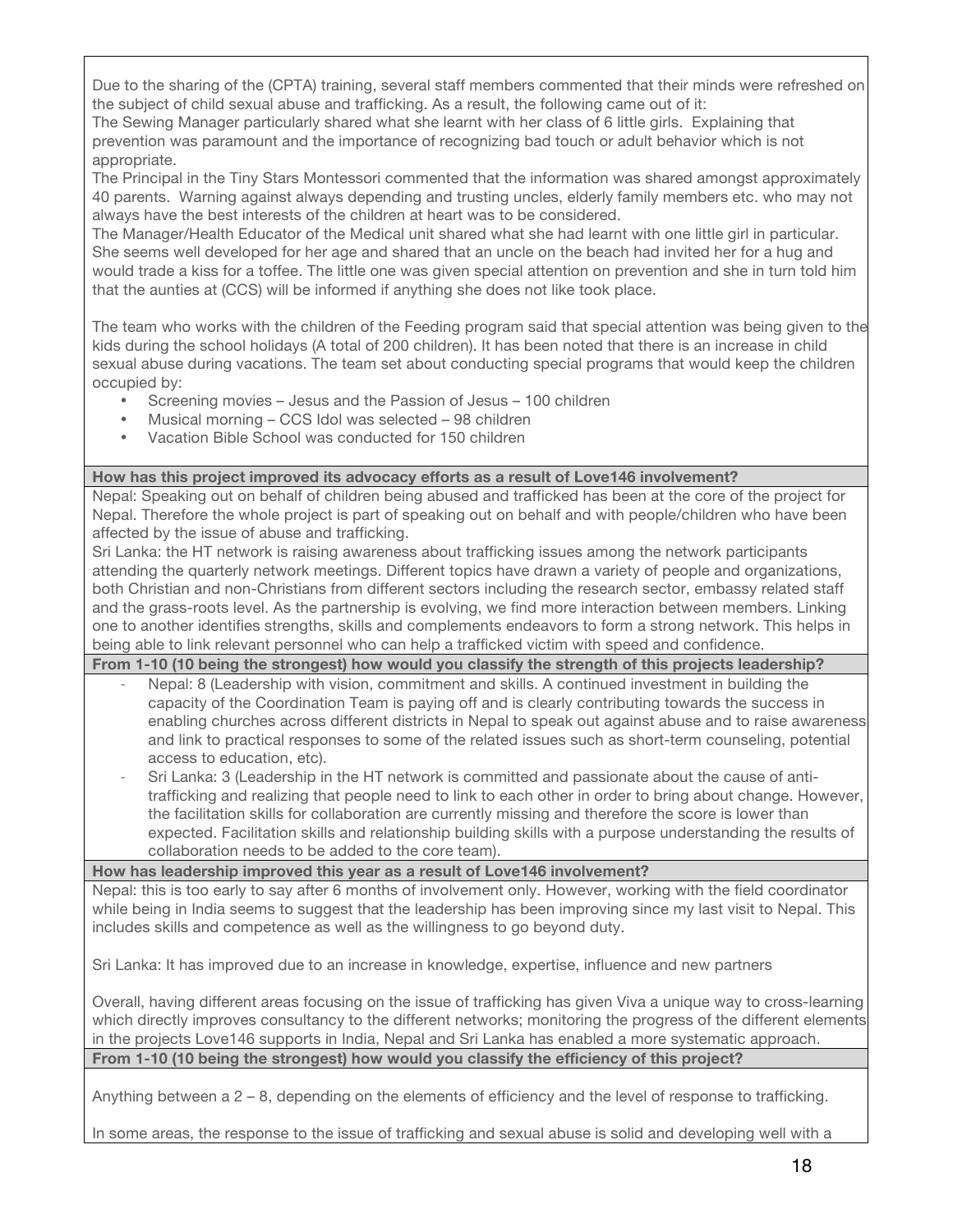Due to the sharing of the (CPTA) training, several staff members commented that their minds were refreshed on the subject of child sexual abuse and trafficking. As a result, the following came out of it:
The Sewing Manager particularly shared what she learnt with her class of 6 little girls. Explaining that prevention was paramount and the importance of recognizing bad touch or adult behavior which is not appropriate.
The Principal in the Tiny Stars Montessori commented that the information was shared amongst approximately 40 parents. Warning against always depending and trusting uncles, elderly family members etc. who may not always have the best interests of the children at heart was to be considered.
The Manager/Health Educator of the Medical unit shared what she had learnt with one little girl in particular. She seems well developed for her age and shared that an uncle on the beach had invited her for a hug and would trade a kiss for a toffee. The little one was given special attention on prevention and she in turn told him that the aunties at (CCS) will be informed if anything she does not like took place.

The team who works with the children of the Feeding program said that special attention was being given to the kids during the school holidays (A total of 200 children). It has been noted that there is an increase in child sexual abuse during vacations. The team set about conducting special programs that would keep the children occupied by:

- Screening movies – Jesus and the Passion of Jesus – 100 children
- Musical morning – CCS Idol was selected – 98 children
- Vacation Bible School was conducted for 150 children

**How has this project improved its advocacy efforts as a result of Love146 involvement?**

Nepal: Speaking out on behalf of children being abused and trafficked has been at the core of the project for Nepal. Therefore the whole project is part of speaking out on behalf and with people/children who have been affected by the issue of abuse and trafficking.
Sri Lanka: the HT network is raising awareness about trafficking issues among the network participants attending the quarterly network meetings. Different topics have drawn a variety of people and organizations, both Christian and non-Christians from different sectors including the research sector, embassy related staff and the grass-roots level. As the partnership is evolving, we find more interaction between members. Linking one to another identifies strengths, skills and complements endeavors to form a strong network. This helps in being able to link relevant personnel who can help a trafficked victim with speed and confidence.

**From 1-10 (10 being the strongest) how would you classify the strength of this projects leadership?**

- Nepal: 8 (Leadership with vision, commitment and skills. A continued investment in building the capacity of the Coordination Team is paying off and is clearly contributing towards the success in enabling churches across different districts in Nepal to speak out against abuse and to raise awareness and link to practical responses to some of the related issues such as short-term counseling, potential access to education, etc).
- Sri Lanka: 3 (Leadership in the HT network is committed and passionate about the cause of anti-trafficking and realizing that people need to link to each other in order to bring about change. However, the facilitation skills for collaboration are currently missing and therefore the score is lower than expected. Facilitation skills and relationship building skills with a purpose understanding the results of collaboration needs to be added to the core team).

**How has leadership improved this year as a result of Love146 involvement?**

Nepal: this is too early to say after 6 months of involvement only. However, working with the field coordinator while being in India seems to suggest that the leadership has been improving since my last visit to Nepal. This includes skills and competence as well as the willingness to go beyond duty.

Sri Lanka: It has improved due to an increase in knowledge, expertise, influence and new partners

Overall, having different areas focusing on the issue of trafficking has given Viva a unique way to cross-learning which directly improves consultancy to the different networks; monitoring the progress of the different elements in the projects Love146 supports in India, Nepal and Sri Lanka has enabled a more systematic approach.

**From 1-10 (10 being the strongest) how would you classify the efficiency of this project?**

Anything between a 2 – 8, depending on the elements of efficiency and the level of response to trafficking.

In some areas, the response to the issue of trafficking and sexual abuse is solid and developing well with a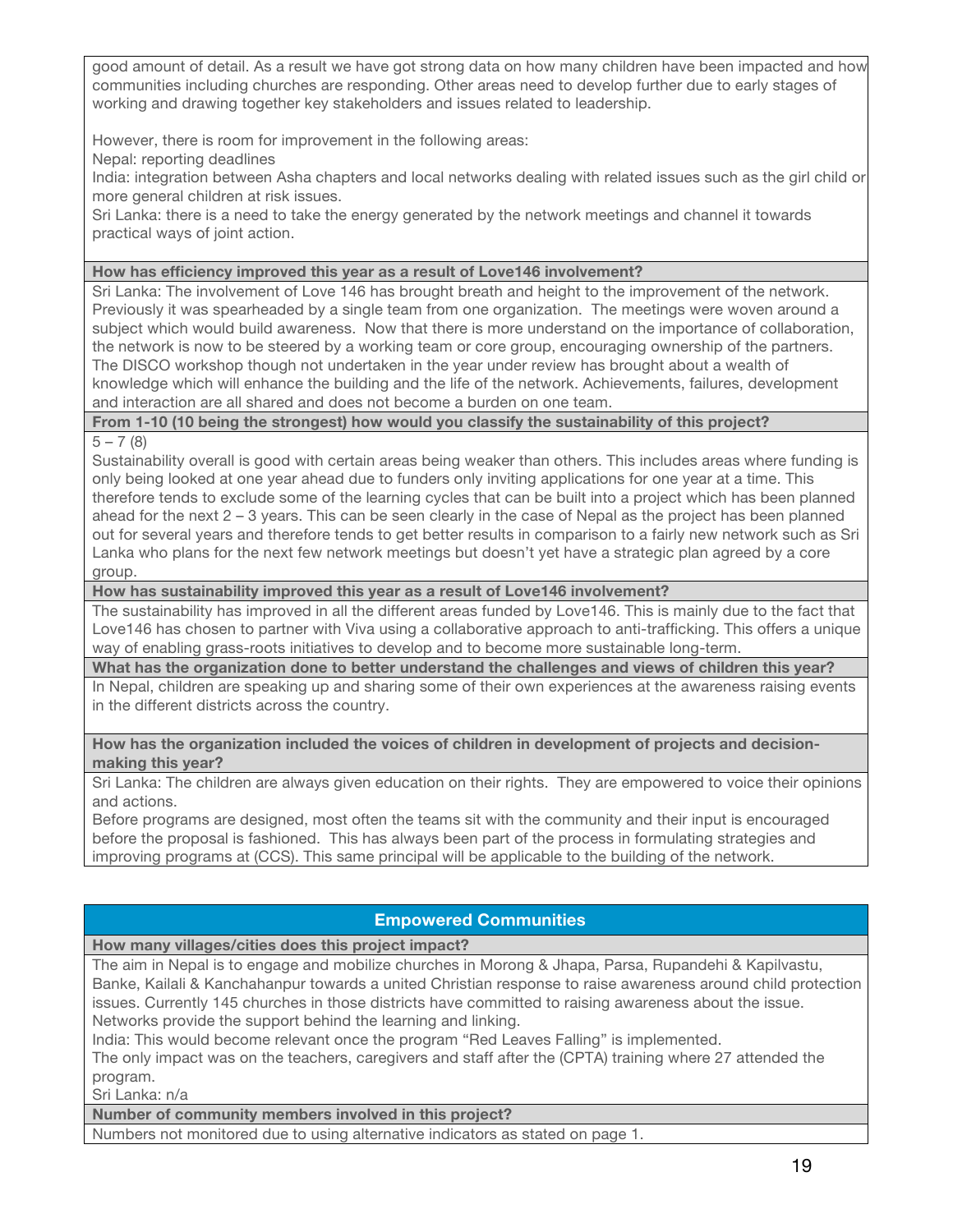good amount of detail. As a result we have got strong data on how many children have been impacted and how communities including churches are responding. Other areas need to develop further due to early stages of working and drawing together key stakeholders and issues related to leadership.

However, there is room for improvement in the following areas:
Nepal: reporting deadlines
India: integration between Asha chapters and local networks dealing with related issues such as the girl child or more general children at risk issues.
Sri Lanka: there is a need to take the energy generated by the network meetings and channel it towards practical ways of joint action.

**How has efficiency improved this year as a result of Love146 involvement?**

Sri Lanka: The involvement of Love 146 has brought breath and height to the improvement of the network. Previously it was spearheaded by a single team from one organization. The meetings were woven around a subject which would build awareness. Now that there is more understand on the importance of collaboration, the network is now to be steered by a working team or core group, encouraging ownership of the partners. The DISCO workshop though not undertaken in the year under review has brought about a wealth of knowledge which will enhance the building and the life of the network. Achievements, failures, development and interaction are all shared and does not become a burden on one team.

**From 1-10 (10 being the strongest) how would you classify the sustainability of this project?**

5 – 7 (8)
Sustainability overall is good with certain areas being weaker than others. This includes areas where funding is only being looked at one year ahead due to funders only inviting applications for one year at a time. This therefore tends to exclude some of the learning cycles that can be built into a project which has been planned ahead for the next 2 – 3 years. This can be seen clearly in the case of Nepal as the project has been planned out for several years and therefore tends to get better results in comparison to a fairly new network such as Sri Lanka who plans for the next few network meetings but doesn't yet have a strategic plan agreed by a core group.

**How has sustainability improved this year as a result of Love146 involvement?**

The sustainability has improved in all the different areas funded by Love146. This is mainly due to the fact that Love146 has chosen to partner with Viva using a collaborative approach to anti-trafficking. This offers a unique way of enabling grass-roots initiatives to develop and to become more sustainable long-term.

**What has the organization done to better understand the challenges and views of children this year?**

In Nepal, children are speaking up and sharing some of their own experiences at the awareness raising events in the different districts across the country.

**How has the organization included the voices of children in development of projects and decision-making this year?**

Sri Lanka: The children are always given education on their rights. They are empowered to voice their opinions and actions.
Before programs are designed, most often the teams sit with the community and their input is encouraged before the proposal is fashioned. This has always been part of the process in formulating strategies and improving programs at (CCS). This same principal will be applicable to the building of the network.

## Empowered Communities

**How many villages/cities does this project impact?**

The aim in Nepal is to engage and mobilize churches in Morong & Jhapa, Parsa, Rupandehi & Kapilvastu, Banke, Kailali & Kanchahanpur towards a united Christian response to raise awareness around child protection issues. Currently 145 churches in those districts have committed to raising awareness about the issue. Networks provide the support behind the learning and linking.
India: This would become relevant once the program "Red Leaves Falling" is implemented.
The only impact was on the teachers, caregivers and staff after the (CPTA) training where 27 attended the program.
Sri Lanka: n/a

**Number of community members involved in this project?**

Numbers not monitored due to using alternative indicators as stated on page 1.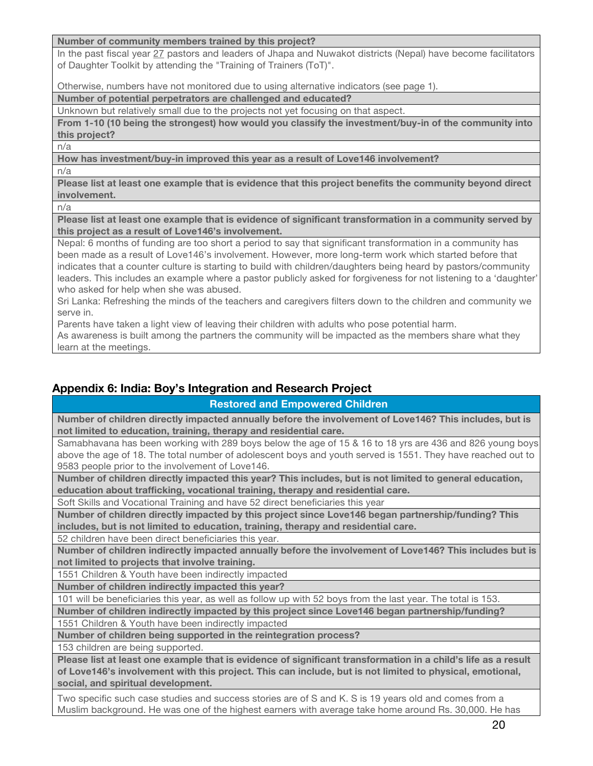| **Number of community members trained by this project?** |
|---|
| In the past fiscal year 27 pastors and leaders of Jhapa and Nuwakot districts (Nepal) have become facilitators of Daughter Toolkit by attending the "Training of Trainers (ToT)".<br><br>Otherwise, numbers have not monitored due to using alternative indicators (see page 1). |
| **Number of potential perpetrators are challenged and educated?** |
| Unknown but relatively small due to the projects not yet focusing on that aspect. |
| **From 1-10 (10 being the strongest) how would you classify the investment/buy-in of the community into this project?** |
| n/a |
| **How has investment/buy-in improved this year as a result of Love146 involvement?** |
| n/a |
| **Please list at least one example that is evidence that this project benefits the community beyond direct involvement.** |
| n/a |
| **Please list at least one example that is evidence of significant transformation in a community served by this project as a result of Love146's involvement.** |
| Nepal: 6 months of funding are too short a period to say that significant transformation in a community has been made as a result of Love146's involvement. However, more long-term work which started before that indicates that a counter culture is starting to build with children/daughters being heard by pastors/community leaders. This includes an example where a pastor publicly asked for forgiveness for not listening to a 'daughter' who asked for help when she was abused.<br>Sri Lanka: Refreshing the minds of the teachers and caregivers filters down to the children and community we serve in.<br>Parents have taken a light view of leaving their children with adults who pose potential harm.<br>As awareness is built among the partners the community will be impacted as the members share what they learn at the meetings. |

## Appendix 6: India: Boy's Integration and Research Project

| Restored and Empowered Children |
|---|
| **Number of children directly impacted annually before the involvement of Love146? This includes, but is not limited to education, training, therapy and residential care.** |
| Samabhavana has been working with 289 boys below the age of 15 & 16 to 18 yrs are 436 and 826 young boys above the age of 18. The total number of adolescent boys and youth served is 1551. They have reached out to 9583 people prior to the involvement of Love146. |
| **Number of children directly impacted this year? This includes, but is not limited to general education, education about trafficking, vocational training, therapy and residential care.** |
| Soft Skills and Vocational Training and have 52 direct beneficiaries this year |
| **Number of children directly impacted by this project since Love146 began partnership/funding? This includes, but is not limited to education, training, therapy and residential care.** |
| 52 children have been direct beneficiaries this year. |
| **Number of children indirectly impacted annually before the involvement of Love146? This includes but is not limited to projects that involve training.** |
| 1551 Children & Youth have been indirectly impacted |
| **Number of children indirectly impacted this year?** |
| 101 will be beneficiaries this year, as well as follow up with 52 boys from the last year. The total is 153. |
| **Number of children indirectly impacted by this project since Love146 began partnership/funding?** |
| 1551 Children & Youth have been indirectly impacted |
| **Number of children being supported in the reintegration process?** |
| 153 children are being supported. |
| **Please list at least one example that is evidence of significant transformation in a child's life as a result of Love146's involvement with this project. This can include, but is not limited to physical, emotional, social, and spiritual development.** |
| Two specific such case studies and success stories are of S and K. S is 19 years old and comes from a Muslim background. He was one of the highest earners with average take home around Rs. 30,000. He has |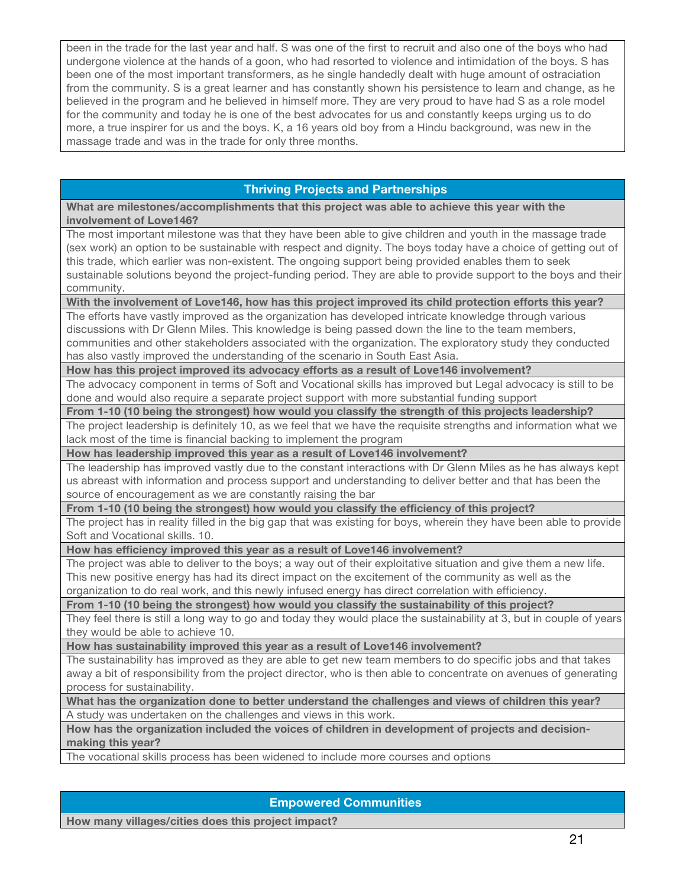been in the trade for the last year and half. S was one of the first to recruit and also one of the boys who had undergone violence at the hands of a goon, who had resorted to violence and intimidation of the boys. S has been one of the most important transformers, as he single handedly dealt with huge amount of ostraciation from the community. S is a great learner and has constantly shown his persistence to learn and change, as he believed in the program and he believed in himself more. They are very proud to have had S as a role model for the community and today he is one of the best advocates for us and constantly keeps urging us to do more, a true inspirer for us and the boys. K, a 16 years old boy from a Hindu background, was new in the massage trade and was in the trade for only three months.

## Thriving Projects and Partnerships

**What are milestones/accomplishments that this project was able to achieve this year with the involvement of Love146?**

The most important milestone was that they have been able to give children and youth in the massage trade (sex work) an option to be sustainable with respect and dignity. The boys today have a choice of getting out of this trade, which earlier was non-existent. The ongoing support being provided enables them to seek sustainable solutions beyond the project-funding period. They are able to provide support to the boys and their community.

**With the involvement of Love146, how has this project improved its child protection efforts this year?**

The efforts have vastly improved as the organization has developed intricate knowledge through various discussions with Dr Glenn Miles. This knowledge is being passed down the line to the team members, communities and other stakeholders associated with the organization. The exploratory study they conducted has also vastly improved the understanding of the scenario in South East Asia.

**How has this project improved its advocacy efforts as a result of Love146 involvement?**

The advocacy component in terms of Soft and Vocational skills has improved but Legal advocacy is still to be done and would also require a separate project support with more substantial funding support

**From 1-10 (10 being the strongest) how would you classify the strength of this projects leadership?**

The project leadership is definitely 10, as we feel that we have the requisite strengths and information what we lack most of the time is financial backing to implement the program

**How has leadership improved this year as a result of Love146 involvement?**

The leadership has improved vastly due to the constant interactions with Dr Glenn Miles as he has always kept us abreast with information and process support and understanding to deliver better and that has been the source of encouragement as we are constantly raising the bar

**From 1-10 (10 being the strongest) how would you classify the efficiency of this project?**

The project has in reality filled in the big gap that was existing for boys, wherein they have been able to provide Soft and Vocational skills. 10.

**How has efficiency improved this year as a result of Love146 involvement?**

The project was able to deliver to the boys; a way out of their exploitative situation and give them a new life. This new positive energy has had its direct impact on the excitement of the community as well as the organization to do real work, and this newly infused energy has direct correlation with efficiency.

**From 1-10 (10 being the strongest) how would you classify the sustainability of this project?**

They feel there is still a long way to go and today they would place the sustainability at 3, but in couple of years they would be able to achieve 10.

**How has sustainability improved this year as a result of Love146 involvement?**

The sustainability has improved as they are able to get new team members to do specific jobs and that takes away a bit of responsibility from the project director, who is then able to concentrate on avenues of generating process for sustainability.

**What has the organization done to better understand the challenges and views of children this year?**

A study was undertaken on the challenges and views in this work.

**How has the organization included the voices of children in development of projects and decision-making this year?**

The vocational skills process has been widened to include more courses and options

## Empowered Communities

**How many villages/cities does this project impact?**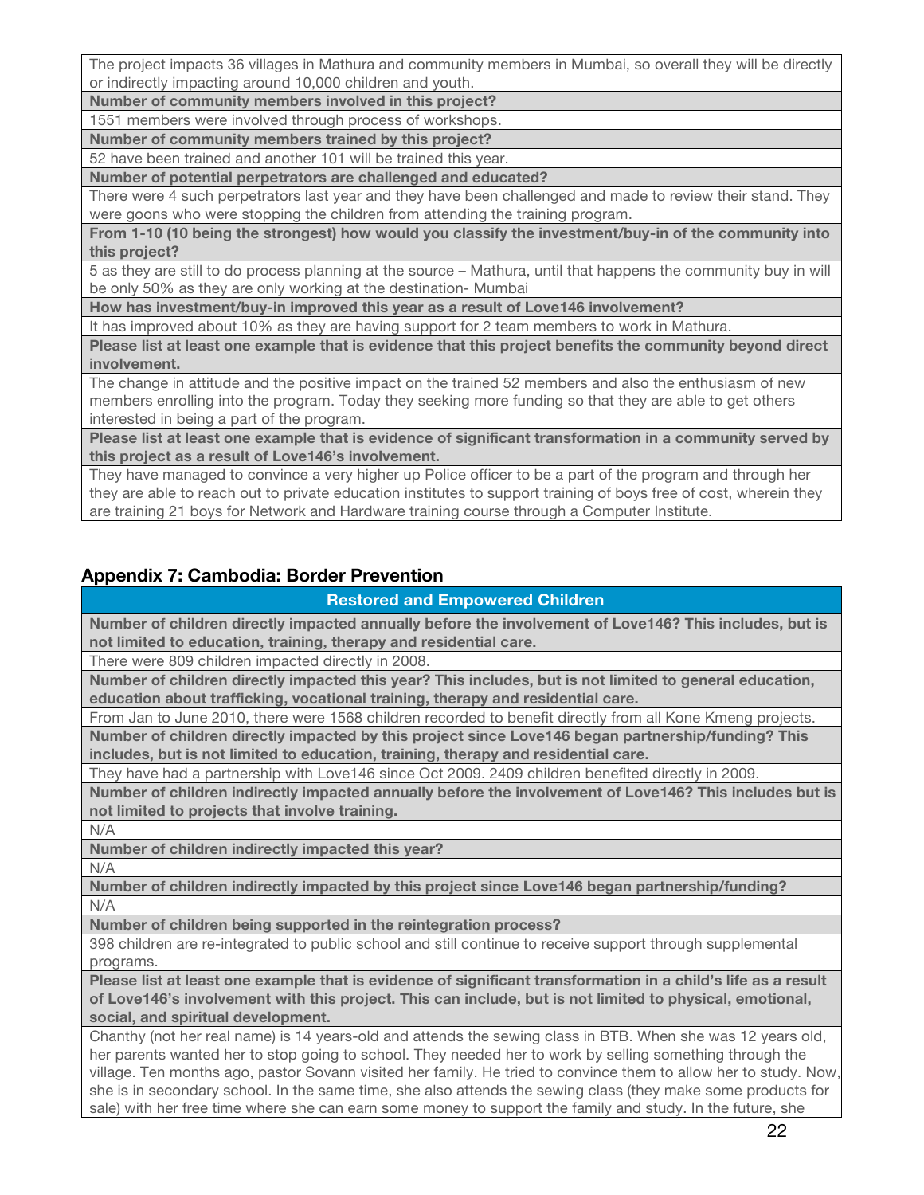| The project impacts 36 villages in Mathura and community members in Mumbai, so overall they will be directly or indirectly impacting around 10,000 children and youth. |
|---|
| **Number of community members involved in this project?** |
| 1551 members were involved through process of workshops. |
| **Number of community members trained by this project?** |
| 52 have been trained and another 101 will be trained this year. |
| **Number of potential perpetrators are challenged and educated?** |
| There were 4 such perpetrators last year and they have been challenged and made to review their stand. They were goons who were stopping the children from attending the training program. |
| **From 1-10 (10 being the strongest) how would you classify the investment/buy-in of the community into this project?** |
| 5 as they are still to do process planning at the source – Mathura, until that happens the community buy in will be only 50% as they are only working at the destination- Mumbai |
| **How has investment/buy-in improved this year as a result of Love146 involvement?** |
| It has improved about 10% as they are having support for 2 team members to work in Mathura. |
| **Please list at least one example that is evidence that this project benefits the community beyond direct involvement.** |
| The change in attitude and the positive impact on the trained 52 members and also the enthusiasm of new members enrolling into the program. Today they seeking more funding so that they are able to get others interested in being a part of the program. |
| **Please list at least one example that is evidence of significant transformation in a community served by this project as a result of Love146's involvement.** |
| They have managed to convince a very higher up Police officer to be a part of the program and through her they are able to reach out to private education institutes to support training of boys free of cost, wherein they are training 21 boys for Network and Hardware training course through a Computer Institute. |

## Appendix 7: Cambodia: Border Prevention

| **Restored and Empowered Children** |
|---|
| **Number of children directly impacted annually before the involvement of Love146? This includes, but is not limited to education, training, therapy and residential care.** |
| There were 809 children impacted directly in 2008. |
| **Number of children directly impacted this year? This includes, but is not limited to general education, education about trafficking, vocational training, therapy and residential care.** |
| From Jan to June 2010, there were 1568 children recorded to benefit directly from all Kone Kmeng projects. |
| **Number of children directly impacted by this project since Love146 began partnership/funding? This includes, but is not limited to education, training, therapy and residential care.** |
| They have had a partnership with Love146 since Oct 2009. 2409 children benefited directly in 2009. |
| **Number of children indirectly impacted annually before the involvement of Love146? This includes but is not limited to projects that involve training.** |
| N/A |
| **Number of children indirectly impacted this year?** |
| N/A |
| **Number of children indirectly impacted by this project since Love146 began partnership/funding?** |
| N/A |
| **Number of children being supported in the reintegration process?** |
| 398 children are re-integrated to public school and still continue to receive support through supplemental programs. |
| **Please list at least one example that is evidence of significant transformation in a child's life as a result of Love146's involvement with this project. This can include, but is not limited to physical, emotional, social, and spiritual development.** |
| Chanthy (not her real name) is 14 years-old and attends the sewing class in BTB. When she was 12 years old, her parents wanted her to stop going to school. They needed her to work by selling something through the village. Ten months ago, pastor Sovann visited her family. He tried to convince them to allow her to study. Now, she is in secondary school. In the same time, she also attends the sewing class (they make some products for sale) with her free time where she can earn some money to support the family and study. In the future, she |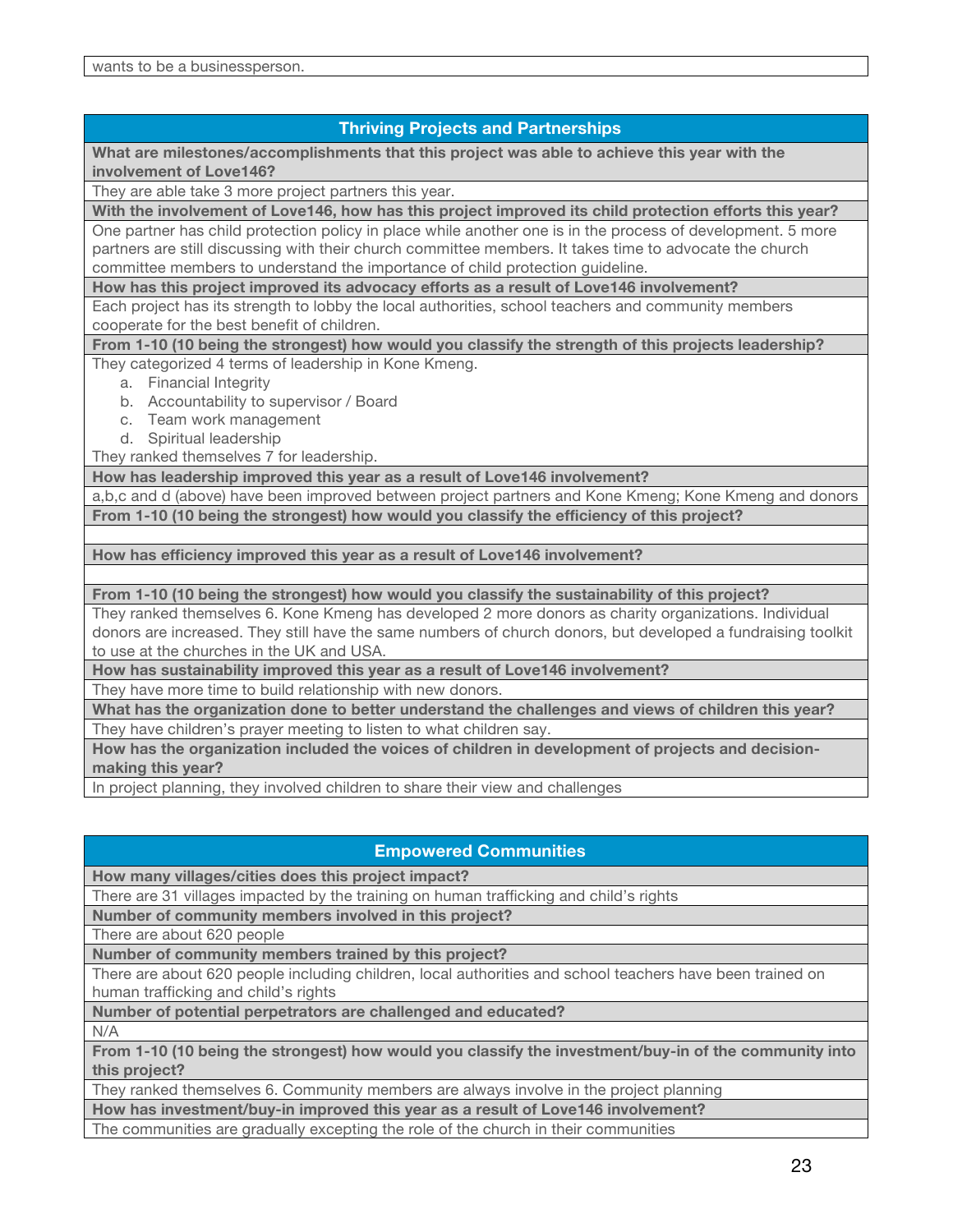| wants to be a businessperson. |
|---|

| Thriving Projects and Partnerships |
|---|
| **What are milestones/accomplishments that this project was able to achieve this year with the involvement of Love146?** |
| They are able take 3 more project partners this year. |
| **With the involvement of Love146, how has this project improved its child protection efforts this year?** |
| One partner has child protection policy in place while another one is in the process of development. 5 more partners are still discussing with their church committee members. It takes time to advocate the church committee members to understand the importance of child protection guideline. |
| **How has this project improved its advocacy efforts as a result of Love146 involvement?** |
| Each project has its strength to lobby the local authorities, school teachers and community members cooperate for the best benefit of children. |
| **From 1-10 (10 being the strongest) how would you classify the strength of this projects leadership?** |
| They categorized 4 terms of leadership in Kone Kmeng.<br>a. Financial Integrity<br>b. Accountability to supervisor / Board<br>c. Team work management<br>d. Spiritual leadership<br>They ranked themselves 7 for leadership. |
| **How has leadership improved this year as a result of Love146 involvement?** |
| a,b,c and d (above) have been improved between project partners and Kone Kmeng; Kone Kmeng and donors |
| **From 1-10 (10 being the strongest) how would you classify the efficiency of this project?** |
| |
| **How has efficiency improved this year as a result of Love146 involvement?** |
| |
| **From 1-10 (10 being the strongest) how would you classify the sustainability of this project?** |
| They ranked themselves 6. Kone Kmeng has developed 2 more donors as charity organizations. Individual donors are increased. They still have the same numbers of church donors, but developed a fundraising toolkit to use at the churches in the UK and USA. |
| **How has sustainability improved this year as a result of Love146 involvement?** |
| They have more time to build relationship with new donors. |
| **What has the organization done to better understand the challenges and views of children this year?** |
| They have children's prayer meeting to listen to what children say. |
| **How has the organization included the voices of children in development of projects and decision-making this year?** |
| In project planning, they involved children to share their view and challenges |

| Empowered Communities |
|---|
| **How many villages/cities does this project impact?** |
| There are 31 villages impacted by the training on human trafficking and child's rights |
| **Number of community members involved in this project?** |
| There are about 620 people |
| **Number of community members trained by this project?** |
| There are about 620 people including children, local authorities and school teachers have been trained on human trafficking and child's rights |
| **Number of potential perpetrators are challenged and educated?** |
| N/A |
| **From 1-10 (10 being the strongest) how would you classify the investment/buy-in of the community into this project?** |
| They ranked themselves 6. Community members are always involve in the project planning |
| **How has investment/buy-in improved this year as a result of Love146 involvement?** |
| The communities are gradually excepting the role of the church in their communities |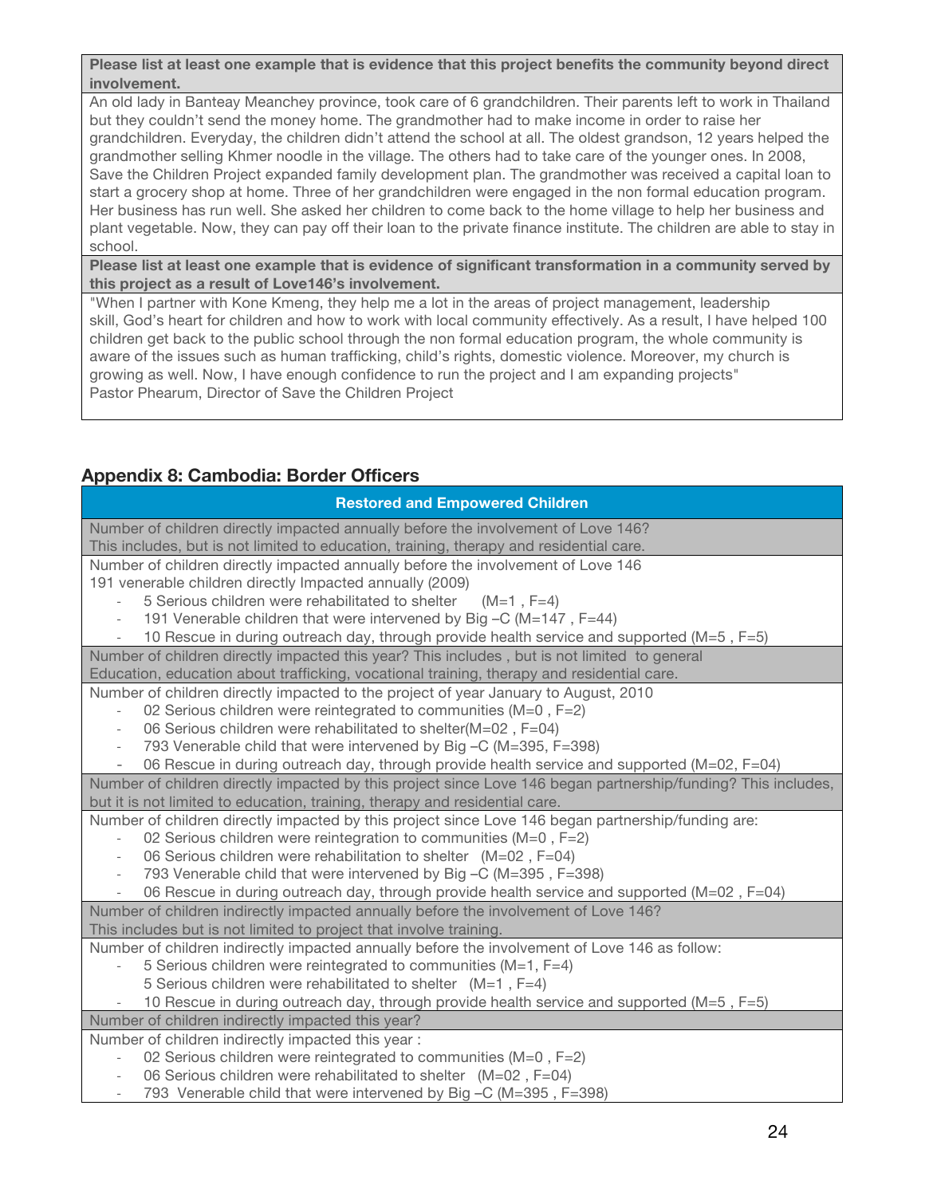**Please list at least one example that is evidence that this project benefits the community beyond direct involvement.**

An old lady in Banteay Meanchey province, took care of 6 grandchildren. Their parents left to work in Thailand but they couldn't send the money home. The grandmother had to make income in order to raise her grandchildren. Everyday, the children didn't attend the school at all. The oldest grandson, 12 years helped the grandmother selling Khmer noodle in the village. The others had to take care of the younger ones. In 2008, Save the Children Project expanded family development plan. The grandmother was received a capital loan to start a grocery shop at home. Three of her grandchildren were engaged in the non formal education program. Her business has run well. She asked her children to come back to the home village to help her business and plant vegetable. Now, they can pay off their loan to the private finance institute. The children are able to stay in school.

**Please list at least one example that is evidence of significant transformation in a community served by this project as a result of Love146's involvement.**

"When I partner with Kone Kmeng, they help me a lot in the areas of project management, leadership skill, God's heart for children and how to work with local community effectively. As a result, I have helped 100 children get back to the public school through the non formal education program, the whole community is aware of the issues such as human trafficking, child's rights, domestic violence. Moreover, my church is growing as well. Now, I have enough confidence to run the project and I am expanding projects"
Pastor Phearum, Director of Save the Children Project

## Appendix 8: Cambodia: Border Officers

**Restored and Empowered Children**

Number of children directly impacted annually before the involvement of Love 146?
This includes, but is not limited to education, training, therapy and residential care.

Number of children directly impacted annually before the involvement of Love 146
191 venerable children directly Impacted annually (2009)

- 5 Serious children were rehabilitated to shelter (M=1 , F=4)
- 191 Venerable children that were intervened by Big –C (M=147 , F=44)
- 10 Rescue in during outreach day, through provide health service and supported (M=5 , F=5)

Number of children directly impacted this year? This includes , but is not limited to general Education, education about trafficking, vocational training, therapy and residential care.

Number of children directly impacted to the project of year January to August, 2010

- 02 Serious children were reintegrated to communities (M=0 , F=2)
- 06 Serious children were rehabilitated to shelter(M=02 , F=04)
- 793 Venerable child that were intervened by Big –C (M=395, F=398)
- 06 Rescue in during outreach day, through provide health service and supported (M=02, F=04)

Number of children directly impacted by this project since Love 146 began partnership/funding? This includes, but it is not limited to education, training, therapy and residential care.

Number of children directly impacted by this project since Love 146 began partnership/funding are:

- 02 Serious children were reintegration to communities (M=0 , F=2)
- 06 Serious children were rehabilitation to shelter (M=02 , F=04)
- 793 Venerable child that were intervened by Big –C (M=395 , F=398)
- 06 Rescue in during outreach day, through provide health service and supported (M=02 , F=04)

Number of children indirectly impacted annually before the involvement of Love 146?
This includes but is not limited to project that involve training.

Number of children indirectly impacted annually before the involvement of Love 146 as follow:

- 5 Serious children were reintegrated to communities (M=1, F=4)
  5 Serious children were rehabilitated to shelter (M=1 , F=4)
- 10 Rescue in during outreach day, through provide health service and supported (M=5 , F=5)

Number of children indirectly impacted this year?

Number of children indirectly impacted this year :

- 02 Serious children were reintegrated to communities (M=0 , F=2)
- 06 Serious children were rehabilitated to shelter (M=02 , F=04)
- 793 Venerable child that were intervened by Big –C (M=395 , F=398)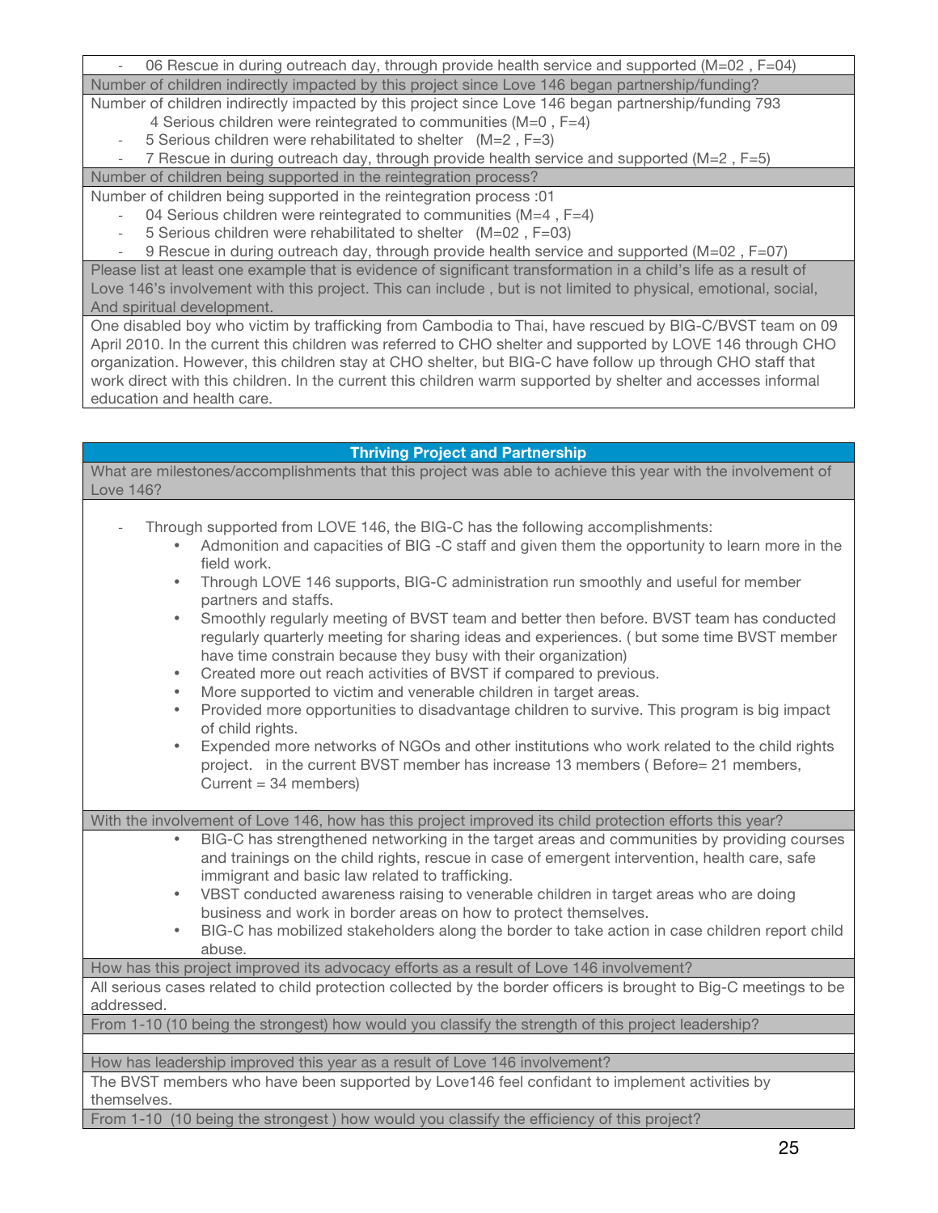- 06 Rescue in during outreach day, through provide health service and supported (M=02 , F=04)

**Number of children indirectly impacted by this project since Love 146 began partnership/funding?**

Number of children indirectly impacted by this project since Love 146 began partnership/funding 793

4 Serious children were reintegrated to communities (M=0 , F=4)

- 5 Serious children were rehabilitated to shelter (M=2 , F=3)
- 7 Rescue in during outreach day, through provide health service and supported (M=2 , F=5)

**Number of children being supported in the reintegration process?**

Number of children being supported in the reintegration process :01

- 04 Serious children were reintegrated to communities (M=4 , F=4)
- 5 Serious children were rehabilitated to shelter (M=02 , F=03)
- 9 Rescue in during outreach day, through provide health service and supported (M=02 , F=07)

**Please list at least one example that is evidence of significant transformation in a child's life as a result of Love 146's involvement with this project. This can include , but is not limited to physical, emotional, social, And spiritual development.**

One disabled boy who victim by trafficking from Cambodia to Thai, have rescued by BIG-C/BVST team on 09 April 2010. In the current this children was referred to CHO shelter and supported by LOVE 146 through CHO organization. However, this children stay at CHO shelter, but BIG-C have follow up through CHO staff that work direct with this children. In the current this children warm supported by shelter and accesses informal education and health care.

## Thriving Project and Partnership

**What are milestones/accomplishments that this project was able to achieve this year with the involvement of Love 146?**

- Through supported from LOVE 146, the BIG-C has the following accomplishments:
  - Admonition and capacities of BIG -C staff and given them the opportunity to learn more in the field work.
  - Through LOVE 146 supports, BIG-C administration run smoothly and useful for member partners and staffs.
  - Smoothly regularly meeting of BVST team and better then before. BVST team has conducted regularly quarterly meeting for sharing ideas and experiences. ( but some time BVST member have time constrain because they busy with their organization)
  - Created more out reach activities of BVST if compared to previous.
  - More supported to victim and venerable children in target areas.
  - Provided more opportunities to disadvantage children to survive. This program is big impact of child rights.
  - Expended more networks of NGOs and other institutions who work related to the child rights project. in the current BVST member has increase 13 members ( Before= 21 members, Current = 34 members)

**With the involvement of Love 146, how has this project improved its child protection efforts this year?**

- BIG-C has strengthened networking in the target areas and communities by providing courses and trainings on the child rights, rescue in case of emergent intervention, health care, safe immigrant and basic law related to trafficking.
- VBST conducted awareness raising to venerable children in target areas who are doing business and work in border areas on how to protect themselves.
- BIG-C has mobilized stakeholders along the border to take action in case children report child abuse.

**How has this project improved its advocacy efforts as a result of Love 146 involvement?**

All serious cases related to child protection collected by the border officers is brought to Big-C meetings to be addressed.

**From 1-10 (10 being the strongest) how would you classify the strength of this project leadership?**

**How has leadership improved this year as a result of Love 146 involvement?**

The BVST members who have been supported by Love146 feel confidant to implement activities by themselves.

**From 1-10 (10 being the strongest ) how would you classify the efficiency of this project?**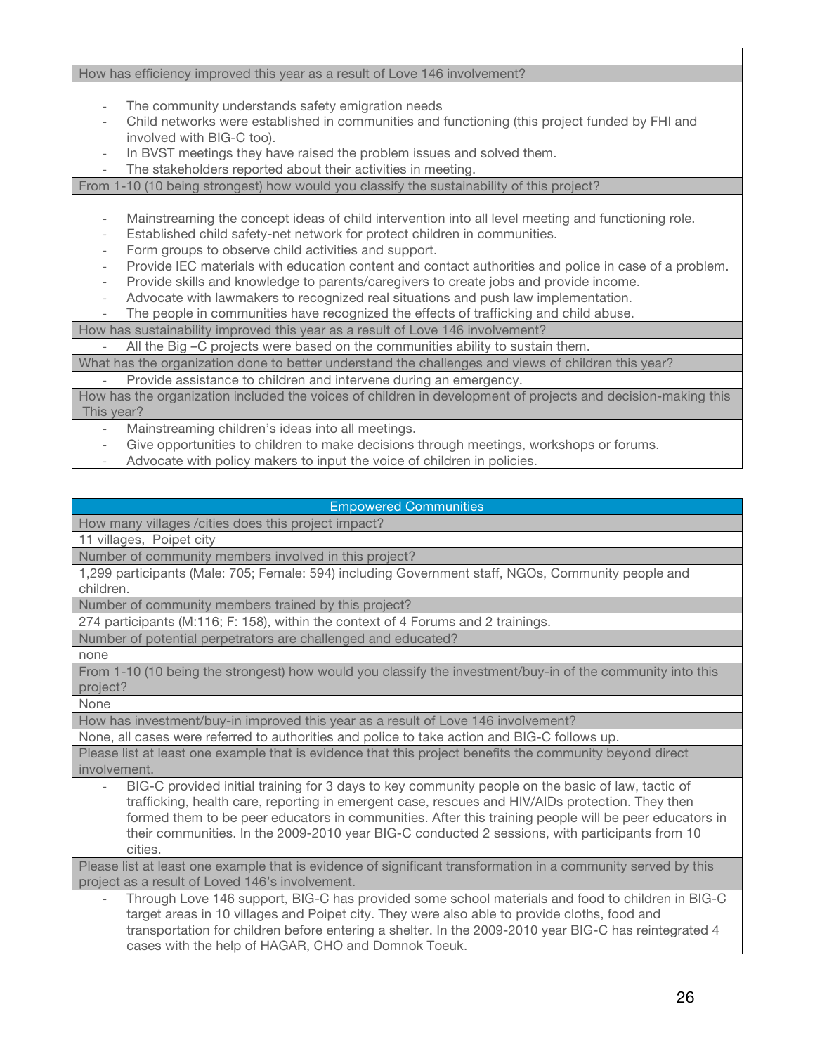| |
|---|
| **How has efficiency improved this year as a result of Love 146 involvement?** |
| - The community understands safety emigration needs<br>- Child networks were established in communities and functioning (this project funded by FHI and involved with BIG-C too).<br>- In BVST meetings they have raised the problem issues and solved them.<br>- The stakeholders reported about their activities in meeting. |
| **From 1-10 (10 being strongest) how would you classify the sustainability of this project?** |
| - Mainstreaming the concept ideas of child intervention into all level meeting and functioning role.<br>- Established child safety-net network for protect children in communities.<br>- Form groups to observe child activities and support.<br>- Provide IEC materials with education content and contact authorities and police in case of a problem.<br>- Provide skills and knowledge to parents/caregivers to create jobs and provide income.<br>- Advocate with lawmakers to recognized real situations and push law implementation.<br>- The people in communities have recognized the effects of trafficking and child abuse. |
| **How has sustainability improved this year as a result of Love 146 involvement?** |
| - All the Big –C projects were based on the communities ability to sustain them. |
| **What has the organization done to better understand the challenges and views of children this year?** |
| - Provide assistance to children and intervene during an emergency. |
| **How has the organization included the voices of children in development of projects and decision-making this This year?** |
| - Mainstreaming children's ideas into all meetings.<br>- Give opportunities to children to make decisions through meetings, workshops or forums.<br>- Advocate with policy makers to input the voice of children in policies. |

| Empowered Communities |
|---|
| **How many villages /cities does this project impact?** |
| 11 villages, Poipet city |
| **Number of community members involved in this project?** |
| 1,299 participants (Male: 705; Female: 594) including Government staff, NGOs, Community people and children. |
| **Number of community members trained by this project?** |
| 274 participants (M:116; F: 158), within the context of 4 Forums and 2 trainings. |
| **Number of potential perpetrators are challenged and educated?** |
| none |
| **From 1-10 (10 being the strongest) how would you classify the investment/buy-in of the community into this project?** |
| None |
| **How has investment/buy-in improved this year as a result of Love 146 involvement?** |
| None, all cases were referred to authorities and police to take action and BIG-C follows up. |
| **Please list at least one example that is evidence that this project benefits the community beyond direct involvement.** |
| - BIG-C provided initial training for 3 days to key community people on the basic of law, tactic of trafficking, health care, reporting in emergent case, rescues and HIV/AIDs protection. They then formed them to be peer educators in communities. After this training people will be peer educators in their communities. In the 2009-2010 year BIG-C conducted 2 sessions, with participants from 10 cities. |
| **Please list at least one example that is evidence of significant transformation in a community served by this project as a result of Loved 146's involvement.** |
| - Through Love 146 support, BIG-C has provided some school materials and food to children in BIG-C target areas in 10 villages and Poipet city. They were also able to provide cloths, food and transportation for children before entering a shelter. In the 2009-2010 year BIG-C has reintegrated 4 cases with the help of HAGAR, CHO and Domnok Toeuk. |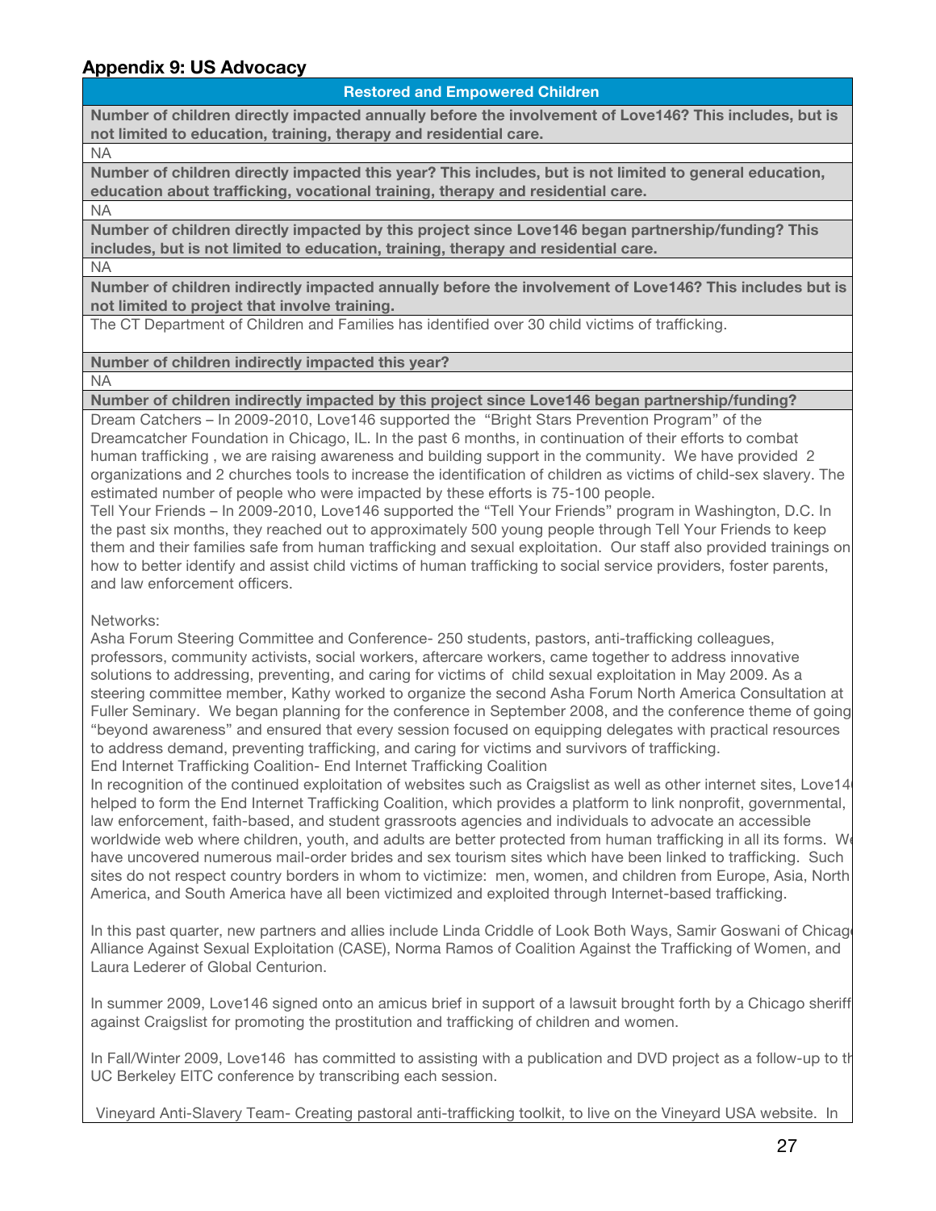## Appendix 9: US Advocacy

| Restored and Empowered Children |
|---|
| **Number of children directly impacted annually before the involvement of Love146? This includes, but is not limited to education, training, therapy and residential care.** |
| NA |
| **Number of children directly impacted this year? This includes, but is not limited to general education, education about trafficking, vocational training, therapy and residential care.** |
| NA |
| **Number of children directly impacted by this project since Love146 began partnership/funding? This includes, but is not limited to education, training, therapy and residential care.** |
| NA |
| **Number of children indirectly impacted annually before the involvement of Love146? This includes but is not limited to project that involve training.** |
| The CT Department of Children and Families has identified over 30 child victims of trafficking. |
| **Number of children indirectly impacted this year?** |
| NA |
| **Number of children indirectly impacted by this project since Love146 began partnership/funding?** |
| Dream Catchers – In 2009-2010, Love146 supported the "Bright Stars Prevention Program" of the Dreamcatcher Foundation in Chicago, IL. In the past 6 months, in continuation of their efforts to combat human trafficking , we are raising awareness and building support in the community. We have provided 2 organizations and 2 churches tools to increase the identification of children as victims of child-sex slavery. The estimated number of people who were impacted by these efforts is 75-100 people.<br>Tell Your Friends – In 2009-2010, Love146 supported the "Tell Your Friends" program in Washington, D.C. In the past six months, they reached out to approximately 500 young people through Tell Your Friends to keep them and their families safe from human trafficking and sexual exploitation. Our staff also provided trainings on how to better identify and assist child victims of human trafficking to social service providers, foster parents, and law enforcement officers.<br><br>Networks:<br>Asha Forum Steering Committee and Conference- 250 students, pastors, anti-trafficking colleagues, professors, community activists, social workers, aftercare workers, came together to address innovative solutions to addressing, preventing, and caring for victims of child sexual exploitation in May 2009. As a steering committee member, Kathy worked to organize the second Asha Forum North America Consultation at Fuller Seminary. We began planning for the conference in September 2008, and the conference theme of going "beyond awareness" and ensured that every session focused on equipping delegates with practical resources to address demand, preventing trafficking, and caring for victims and survivors of trafficking.<br>End Internet Trafficking Coalition- End Internet Trafficking Coalition<br>In recognition of the continued exploitation of websites such as Craigslist as well as other internet sites, Love146 helped to form the End Internet Trafficking Coalition, which provides a platform to link nonprofit, governmental, law enforcement, faith-based, and student grassroots agencies and individuals to advocate an accessible worldwide web where children, youth, and adults are better protected from human trafficking in all its forms. We have uncovered numerous mail-order brides and sex tourism sites which have been linked to trafficking. Such sites do not respect country borders in whom to victimize: men, women, and children from Europe, Asia, North America, and South America have all been victimized and exploited through Internet-based trafficking.<br><br>In this past quarter, new partners and allies include Linda Criddle of Look Both Ways, Samir Goswani of Chicago Alliance Against Sexual Exploitation (CASE), Norma Ramos of Coalition Against the Trafficking of Women, and Laura Lederer of Global Centurion.<br><br>In summer 2009, Love146 signed onto an amicus brief in support of a lawsuit brought forth by a Chicago sheriff against Craigslist for promoting the prostitution and trafficking of children and women.<br><br>In Fall/Winter 2009, Love146 has committed to assisting with a publication and DVD project as a follow-up to the UC Berkeley EITC conference by transcribing each session.<br><br>Vineyard Anti-Slavery Team- Creating pastoral anti-trafficking toolkit, to live on the Vineyard USA website. In |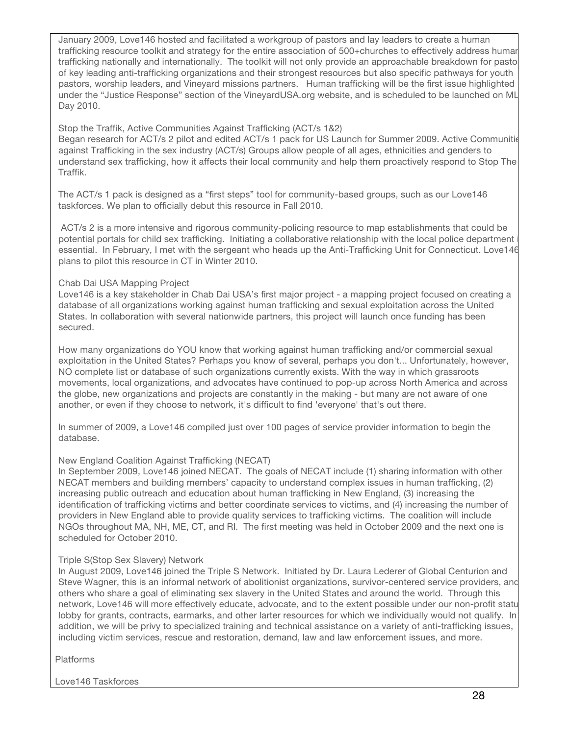January 2009, Love146 hosted and facilitated a workgroup of pastors and lay leaders to create a human trafficking resource toolkit and strategy for the entire association of 500+churches to effectively address human trafficking nationally and internationally. The toolkit will not only provide an approachable breakdown for pasto of key leading anti-trafficking organizations and their strongest resources but also specific pathways for youth pastors, worship leaders, and Vineyard missions partners. Human trafficking will be the first issue highlighted under the "Justice Response" section of the VineyardUSA.org website, and is scheduled to be launched on ML Day 2010.

Stop the Traffik, Active Communities Against Trafficking (ACT/s 1&2)

Began research for ACT/s 2 pilot and edited ACT/s 1 pack for US Launch for Summer 2009. Active Communitie against Trafficking in the sex industry (ACT/s) Groups allow people of all ages, ethnicities and genders to understand sex trafficking, how it affects their local community and help them proactively respond to Stop The Traffik.

The ACT/s 1 pack is designed as a "first steps" tool for community-based groups, such as our Love146 taskforces. We plan to officially debut this resource in Fall 2010.

ACT/s 2 is a more intensive and rigorous community-policing resource to map establishments that could be potential portals for child sex trafficking. Initiating a collaborative relationship with the local police department i essential. In February, I met with the sergeant who heads up the Anti-Trafficking Unit for Connecticut. Love146 plans to pilot this resource in CT in Winter 2010.

Chab Dai USA Mapping Project

Love146 is a key stakeholder in Chab Dai USA's first major project - a mapping project focused on creating a database of all organizations working against human trafficking and sexual exploitation across the United States. In collaboration with several nationwide partners, this project will launch once funding has been secured.

How many organizations do YOU know that working against human trafficking and/or commercial sexual exploitation in the United States? Perhaps you know of several, perhaps you don't... Unfortunately, however, NO complete list or database of such organizations currently exists. With the way in which grassroots movements, local organizations, and advocates have continued to pop-up across North America and across the globe, new organizations and projects are constantly in the making - but many are not aware of one another, or even if they choose to network, it's difficult to find 'everyone' that's out there.

In summer of 2009, a Love146 compiled just over 100 pages of service provider information to begin the database.

New England Coalition Against Trafficking (NECAT)

In September 2009, Love146 joined NECAT. The goals of NECAT include (1) sharing information with other NECAT members and building members' capacity to understand complex issues in human trafficking, (2) increasing public outreach and education about human trafficking in New England, (3) increasing the identification of trafficking victims and better coordinate services to victims, and (4) increasing the number of providers in New England able to provide quality services to trafficking victims. The coalition will include NGOs throughout MA, NH, ME, CT, and RI. The first meeting was held in October 2009 and the next one is scheduled for October 2010.

Triple S(Stop Sex Slavery) Network

In August 2009, Love146 joined the Triple S Network. Initiated by Dr. Laura Lederer of Global Centurion and Steve Wagner, this is an informal network of abolitionist organizations, survivor-centered service providers, and others who share a goal of eliminating sex slavery in the United States and around the world. Through this network, Love146 will more effectively educate, advocate, and to the extent possible under our non-profit statu lobby for grants, contracts, earmarks, and other larter resources for which we individually would not qualify. In addition, we will be privy to specialized training and technical assistance on a variety of anti-trafficking issues, including victim services, rescue and restoration, demand, law and law enforcement issues, and more.

Platforms

Love146 Taskforces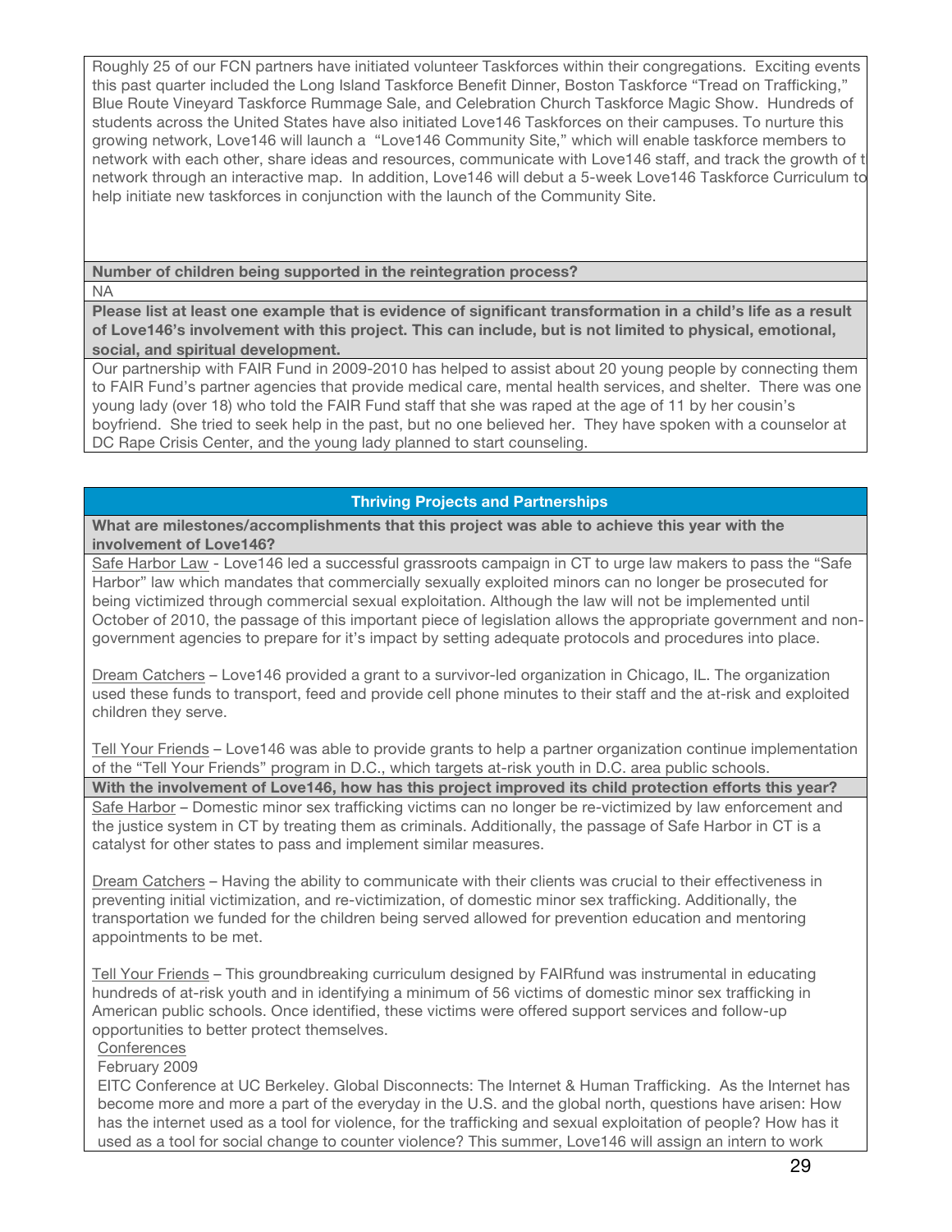Roughly 25 of our FCN partners have initiated volunteer Taskforces within their congregations. Exciting events this past quarter included the Long Island Taskforce Benefit Dinner, Boston Taskforce "Tread on Trafficking," Blue Route Vineyard Taskforce Rummage Sale, and Celebration Church Taskforce Magic Show. Hundreds of students across the United States have also initiated Love146 Taskforces on their campuses. To nurture this growing network, Love146 will launch a "Love146 Community Site," which will enable taskforce members to network with each other, share ideas and resources, communicate with Love146 staff, and track the growth of t network through an interactive map. In addition, Love146 will debut a 5-week Love146 Taskforce Curriculum to help initiate new taskforces in conjunction with the launch of the Community Site.

**Number of children being supported in the reintegration process?**

NA

**Please list at least one example that is evidence of significant transformation in a child's life as a result of Love146's involvement with this project. This can include, but is not limited to physical, emotional, social, and spiritual development.**

Our partnership with FAIR Fund in 2009-2010 has helped to assist about 20 young people by connecting them to FAIR Fund's partner agencies that provide medical care, mental health services, and shelter. There was one young lady (over 18) who told the FAIR Fund staff that she was raped at the age of 11 by her cousin's boyfriend. She tried to seek help in the past, but no one believed her. They have spoken with a counselor at DC Rape Crisis Center, and the young lady planned to start counseling.

## Thriving Projects and Partnerships

**What are milestones/accomplishments that this project was able to achieve this year with the involvement of Love146?**

Safe Harbor Law - Love146 led a successful grassroots campaign in CT to urge law makers to pass the "Safe Harbor" law which mandates that commercially sexually exploited minors can no longer be prosecuted for being victimized through commercial sexual exploitation. Although the law will not be implemented until October of 2010, the passage of this important piece of legislation allows the appropriate government and non-government agencies to prepare for it's impact by setting adequate protocols and procedures into place.

Dream Catchers – Love146 provided a grant to a survivor-led organization in Chicago, IL. The organization used these funds to transport, feed and provide cell phone minutes to their staff and the at-risk and exploited children they serve.

Tell Your Friends – Love146 was able to provide grants to help a partner organization continue implementation of the "Tell Your Friends" program in D.C., which targets at-risk youth in D.C. area public schools.

**With the involvement of Love146, how has this project improved its child protection efforts this year?**

Safe Harbor – Domestic minor sex trafficking victims can no longer be re-victimized by law enforcement and the justice system in CT by treating them as criminals. Additionally, the passage of Safe Harbor in CT is a catalyst for other states to pass and implement similar measures.

Dream Catchers – Having the ability to communicate with their clients was crucial to their effectiveness in preventing initial victimization, and re-victimization, of domestic minor sex trafficking. Additionally, the transportation we funded for the children being served allowed for prevention education and mentoring appointments to be met.

Tell Your Friends – This groundbreaking curriculum designed by FAIRfund was instrumental in educating hundreds of at-risk youth and in identifying a minimum of 56 victims of domestic minor sex trafficking in American public schools. Once identified, these victims were offered support services and follow-up opportunities to better protect themselves.

Conferences

February 2009

EITC Conference at UC Berkeley. Global Disconnects: The Internet & Human Trafficking. As the Internet has become more and more a part of the everyday in the U.S. and the global north, questions have arisen: How has the internet used as a tool for violence, for the trafficking and sexual exploitation of people? How has it used as a tool for social change to counter violence? This summer, Love146 will assign an intern to work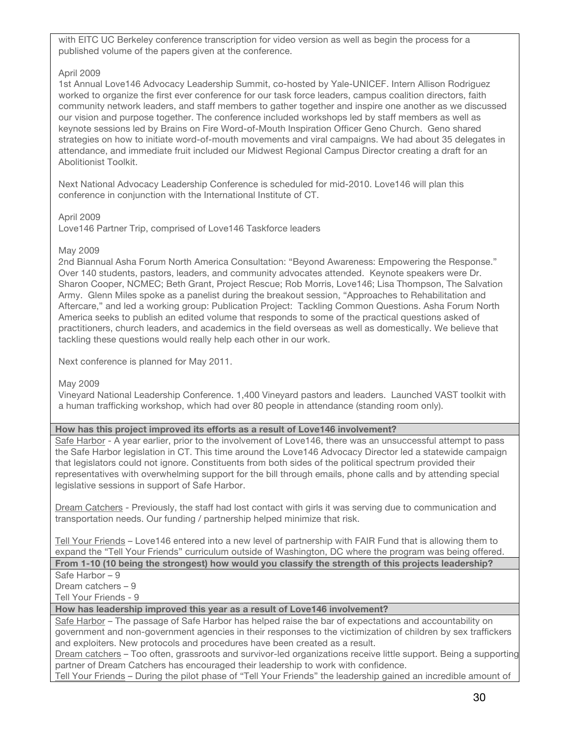with EITC UC Berkeley conference transcription for video version as well as begin the process for a published volume of the papers given at the conference.

April 2009
1st Annual Love146 Advocacy Leadership Summit, co-hosted by Yale-UNICEF. Intern Allison Rodriguez worked to organize the first ever conference for our task force leaders, campus coalition directors, faith community network leaders, and staff members to gather together and inspire one another as we discussed our vision and purpose together. The conference included workshops led by staff members as well as keynote sessions led by Brains on Fire Word-of-Mouth Inspiration Officer Geno Church. Geno shared strategies on how to initiate word-of-mouth movements and viral campaigns. We had about 35 delegates in attendance, and immediate fruit included our Midwest Regional Campus Director creating a draft for an Abolitionist Toolkit.

Next National Advocacy Leadership Conference is scheduled for mid-2010. Love146 will plan this conference in conjunction with the International Institute of CT.

April 2009
Love146 Partner Trip, comprised of Love146 Taskforce leaders

May 2009
2nd Biannual Asha Forum North America Consultation: "Beyond Awareness: Empowering the Response." Over 140 students, pastors, leaders, and community advocates attended. Keynote speakers were Dr. Sharon Cooper, NCMEC; Beth Grant, Project Rescue; Rob Morris, Love146; Lisa Thompson, The Salvation Army. Glenn Miles spoke as a panelist during the breakout session, "Approaches to Rehabilitation and Aftercare," and led a working group: Publication Project: Tackling Common Questions. Asha Forum North America seeks to publish an edited volume that responds to some of the practical questions asked of practitioners, church leaders, and academics in the field overseas as well as domestically. We believe that tackling these questions would really help each other in our work.

Next conference is planned for May 2011.

May 2009
Vineyard National Leadership Conference. 1,400 Vineyard pastors and leaders. Launched VAST toolkit with a human trafficking workshop, which had over 80 people in attendance (standing room only).

**How has this project improved its efforts as a result of Love146 involvement?**

Safe Harbor - A year earlier, prior to the involvement of Love146, there was an unsuccessful attempt to pass the Safe Harbor legislation in CT. This time around the Love146 Advocacy Director led a statewide campaign that legislators could not ignore. Constituents from both sides of the political spectrum provided their representatives with overwhelming support for the bill through emails, phone calls and by attending special legislative sessions in support of Safe Harbor.

Dream Catchers - Previously, the staff had lost contact with girls it was serving due to communication and transportation needs. Our funding / partnership helped minimize that risk.

Tell Your Friends – Love146 entered into a new level of partnership with FAIR Fund that is allowing them to expand the "Tell Your Friends" curriculum outside of Washington, DC where the program was being offered.

**From 1-10 (10 being the strongest) how would you classify the strength of this projects leadership?**

Safe Harbor – 9
Dream catchers – 9
Tell Your Friends - 9

**How has leadership improved this year as a result of Love146 involvement?**

Safe Harbor – The passage of Safe Harbor has helped raise the bar of expectations and accountability on government and non-government agencies in their responses to the victimization of children by sex traffickers and exploiters. New protocols and procedures have been created as a result.

Dream catchers – Too often, grassroots and survivor-led organizations receive little support. Being a supporting partner of Dream Catchers has encouraged their leadership to work with confidence.

Tell Your Friends – During the pilot phase of "Tell Your Friends" the leadership gained an incredible amount of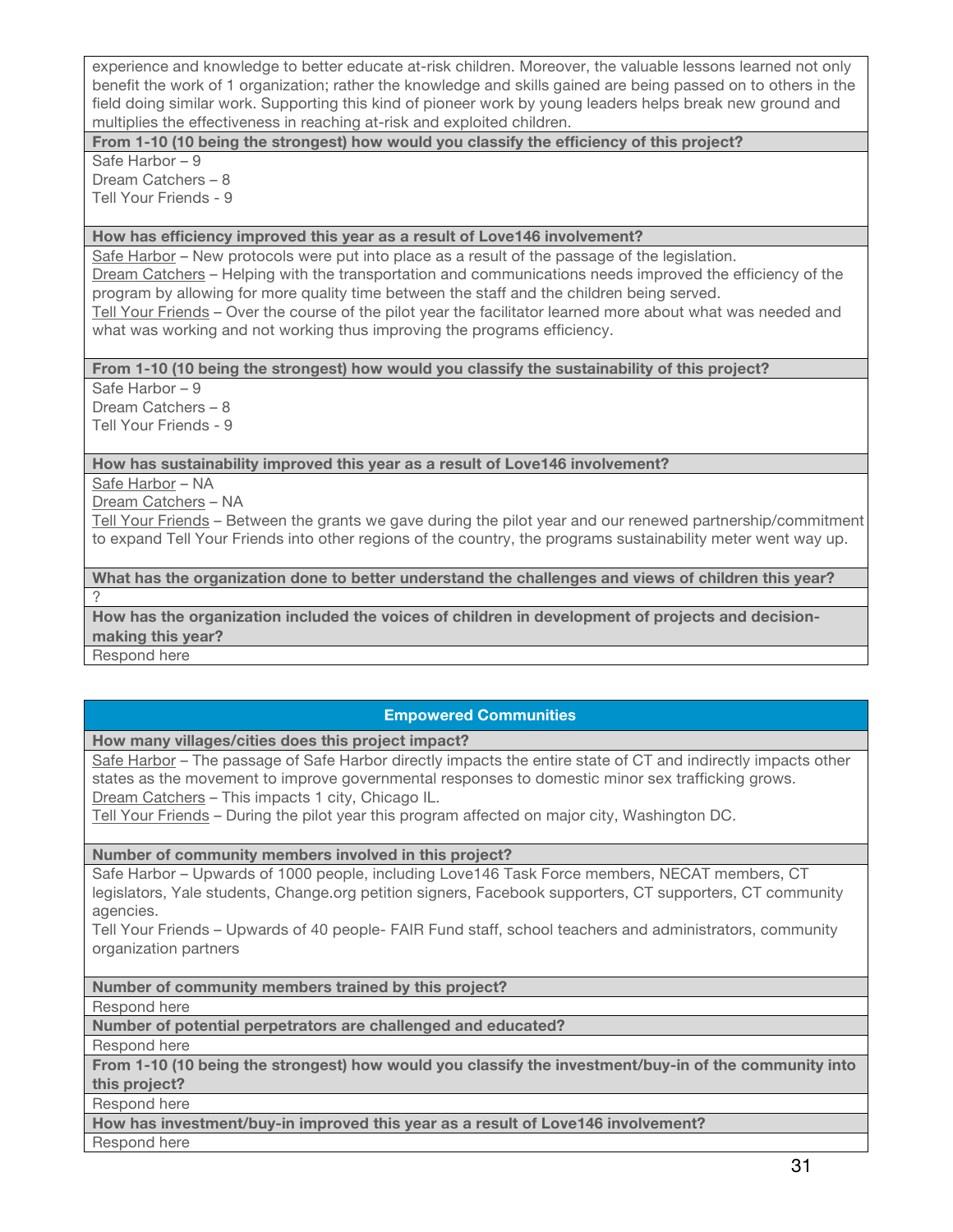experience and knowledge to better educate at-risk children. Moreover, the valuable lessons learned not only benefit the work of 1 organization; rather the knowledge and skills gained are being passed on to others in the field doing similar work. Supporting this kind of pioneer work by young leaders helps break new ground and multiplies the effectiveness in reaching at-risk and exploited children.

**From 1-10 (10 being the strongest) how would you classify the efficiency of this project?**

Safe Harbor – 9
Dream Catchers – 8
Tell Your Friends - 9

**How has efficiency improved this year as a result of Love146 involvement?**

Safe Harbor – New protocols were put into place as a result of the passage of the legislation.
Dream Catchers – Helping with the transportation and communications needs improved the efficiency of the program by allowing for more quality time between the staff and the children being served.
Tell Your Friends – Over the course of the pilot year the facilitator learned more about what was needed and what was working and not working thus improving the programs efficiency.

**From 1-10 (10 being the strongest) how would you classify the sustainability of this project?**

Safe Harbor – 9
Dream Catchers – 8
Tell Your Friends - 9

**How has sustainability improved this year as a result of Love146 involvement?**

Safe Harbor – NA
Dream Catchers – NA
Tell Your Friends – Between the grants we gave during the pilot year and our renewed partnership/commitment to expand Tell Your Friends into other regions of the country, the programs sustainability meter went way up.

**What has the organization done to better understand the challenges and views of children this year?**

?

**How has the organization included the voices of children in development of projects and decision-making this year?**

Respond here

## Empowered Communities

**How many villages/cities does this project impact?**

Safe Harbor – The passage of Safe Harbor directly impacts the entire state of CT and indirectly impacts other states as the movement to improve governmental responses to domestic minor sex trafficking grows.
Dream Catchers – This impacts 1 city, Chicago IL.
Tell Your Friends – During the pilot year this program affected on major city, Washington DC.

**Number of community members involved in this project?**

Safe Harbor – Upwards of 1000 people, including Love146 Task Force members, NECAT members, CT legislators, Yale students, Change.org petition signers, Facebook supporters, CT supporters, CT community agencies.
Tell Your Friends – Upwards of 40 people- FAIR Fund staff, school teachers and administrators, community organization partners

**Number of community members trained by this project?**

Respond here

**Number of potential perpetrators are challenged and educated?**

Respond here

**From 1-10 (10 being the strongest) how would you classify the investment/buy-in of the community into this project?**

Respond here

**How has investment/buy-in improved this year as a result of Love146 involvement?**

Respond here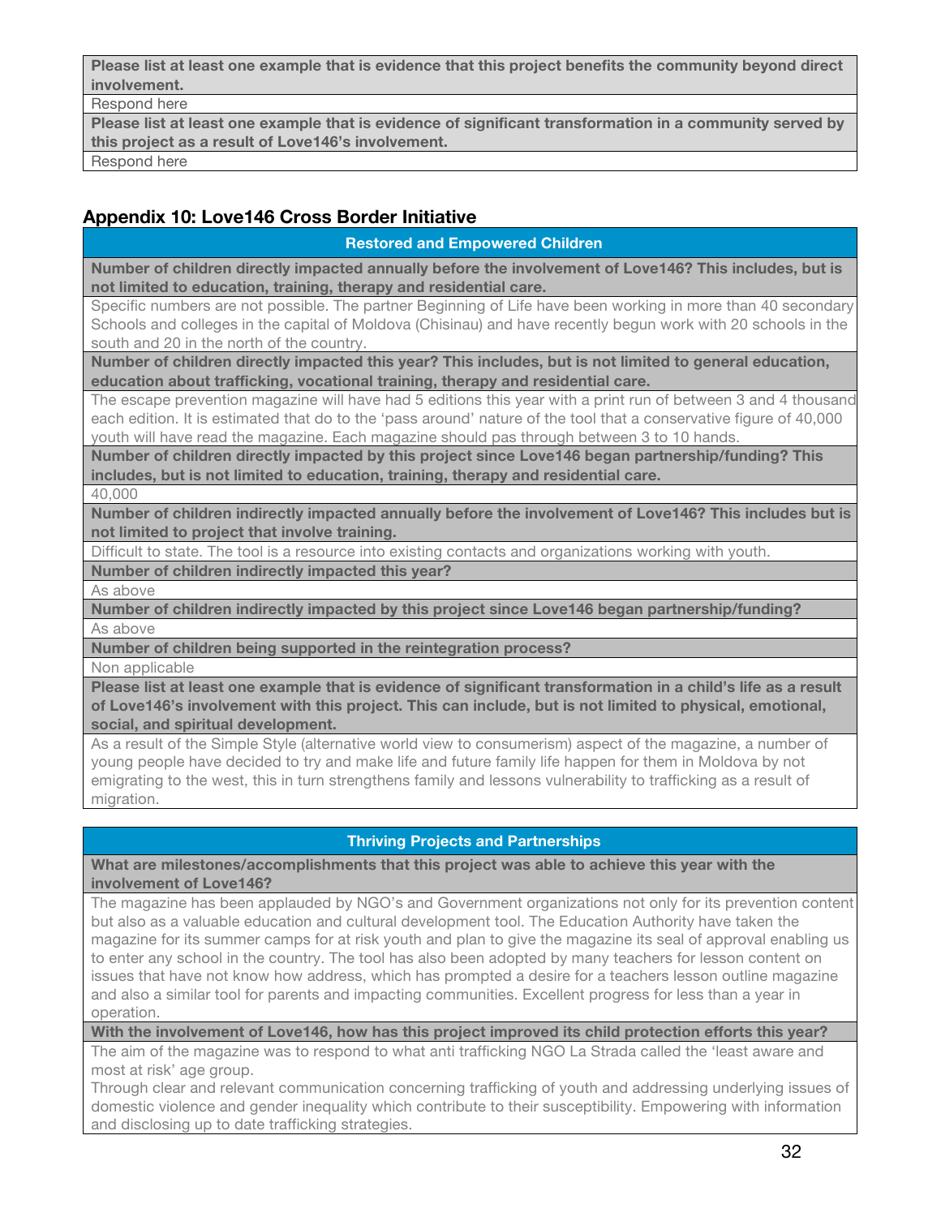| Please list at least one example that is evidence that this project benefits the community beyond direct involvement. |
| --- |
| Respond here |
| **Please list at least one example that is evidence of significant transformation in a community served by this project as a result of Love146's involvement.** |
| Respond here |

## Appendix 10: Love146 Cross Border Initiative

| Restored and Empowered Children |
| --- |
| **Number of children directly impacted annually before the involvement of Love146? This includes, but is not limited to education, training, therapy and residential care.** |
| Specific numbers are not possible. The partner Beginning of Life have been working in more than 40 secondary Schools and colleges in the capital of Moldova (Chisinau) and have recently begun work with 20 schools in the south and 20 in the north of the country. |
| **Number of children directly impacted this year? This includes, but is not limited to general education, education about trafficking, vocational training, therapy and residential care.** |
| The escape prevention magazine will have had 5 editions this year with a print run of between 3 and 4 thousand each edition. It is estimated that do to the 'pass around' nature of the tool that a conservative figure of 40,000 youth will have read the magazine. Each magazine should pas through between 3 to 10 hands. |
| **Number of children directly impacted by this project since Love146 began partnership/funding? This includes, but is not limited to education, training, therapy and residential care.** |
| 40,000 |
| **Number of children indirectly impacted annually before the involvement of Love146? This includes but is not limited to project that involve training.** |
| Difficult to state. The tool is a resource into existing contacts and organizations working with youth. |
| **Number of children indirectly impacted this year?** |
| As above |
| **Number of children indirectly impacted by this project since Love146 began partnership/funding?** |
| As above |
| **Number of children being supported in the reintegration process?** |
| Non applicable |
| **Please list at least one example that is evidence of significant transformation in a child's life as a result of Love146's involvement with this project. This can include, but is not limited to physical, emotional, social, and spiritual development.** |
| As a result of the Simple Style (alternative world view to consumerism) aspect of the magazine, a number of young people have decided to try and make life and future family life happen for them in Moldova by not emigrating to the west, this in turn strengthens family and lessons vulnerability to trafficking as a result of migration. |

| Thriving Projects and Partnerships |
| --- |
| **What are milestones/accomplishments that this project was able to achieve this year with the involvement of Love146?** |
| The magazine has been applauded by NGO's and Government organizations not only for its prevention content but also as a valuable education and cultural development tool. The Education Authority have taken the magazine for its summer camps for at risk youth and plan to give the magazine its seal of approval enabling us to enter any school in the country. The tool has also been adopted by many teachers for lesson content on issues that have not know how address, which has prompted a desire for a teachers lesson outline magazine and also a similar tool for parents and impacting communities. Excellent progress for less than a year in operation. |
| **With the involvement of Love146, how has this project improved its child protection efforts this year?** |
| The aim of the magazine was to respond to what anti trafficking NGO La Strada called the 'least aware and most at risk' age group. Through clear and relevant communication concerning trafficking of youth and addressing underlying issues of domestic violence and gender inequality which contribute to their susceptibility. Empowering with information and disclosing up to date trafficking strategies. |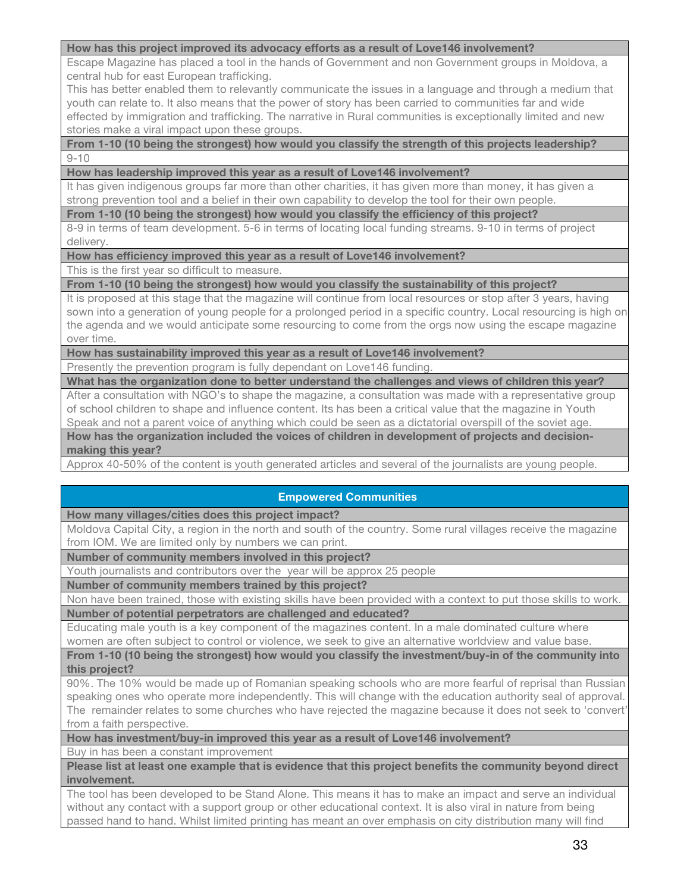**How has this project improved its advocacy efforts as a result of Love146 involvement?**

Escape Magazine has placed a tool in the hands of Government and non Government groups in Moldova, a central hub for east European trafficking.
This has better enabled them to relevantly communicate the issues in a language and through a medium that youth can relate to. It also means that the power of story has been carried to communities far and wide effected by immigration and trafficking. The narrative in Rural communities is exceptionally limited and new stories make a viral impact upon these groups.

**From 1-10 (10 being the strongest) how would you classify the strength of this projects leadership?**

9-10

**How has leadership improved this year as a result of Love146 involvement?**

It has given indigenous groups far more than other charities, it has given more than money, it has given a strong prevention tool and a belief in their own capability to develop the tool for their own people.

**From 1-10 (10 being the strongest) how would you classify the efficiency of this project?**

8-9 in terms of team development. 5-6 in terms of locating local funding streams. 9-10 in terms of project delivery.

**How has efficiency improved this year as a result of Love146 involvement?**

This is the first year so difficult to measure.

**From 1-10 (10 being the strongest) how would you classify the sustainability of this project?**

It is proposed at this stage that the magazine will continue from local resources or stop after 3 years, having sown into a generation of young people for a prolonged period in a specific country. Local resourcing is high on the agenda and we would anticipate some resourcing to come from the orgs now using the escape magazine over time.

**How has sustainability improved this year as a result of Love146 involvement?**

Presently the prevention program is fully dependant on Love146 funding.

**What has the organization done to better understand the challenges and views of children this year?**

After a consultation with NGO's to shape the magazine, a consultation was made with a representative group of school children to shape and influence content. Its has been a critical value that the magazine in Youth Speak and not a parent voice of anything which could be seen as a dictatorial overspill of the soviet age.

**How has the organization included the voices of children in development of projects and decision-making this year?**

Approx 40-50% of the content is youth generated articles and several of the journalists are young people.

## Empowered Communities

**How many villages/cities does this project impact?**

Moldova Capital City, a region in the north and south of the country. Some rural villages receive the magazine from IOM. We are limited only by numbers we can print.

**Number of community members involved in this project?**

Youth journalists and contributors over the year will be approx 25 people

**Number of community members trained by this project?**

Non have been trained, those with existing skills have been provided with a context to put those skills to work.

**Number of potential perpetrators are challenged and educated?**

Educating male youth is a key component of the magazines content. In a male dominated culture where women are often subject to control or violence, we seek to give an alternative worldview and value base.

**From 1-10 (10 being the strongest) how would you classify the investment/buy-in of the community into this project?**

90%. The 10% would be made up of Romanian speaking schools who are more fearful of reprisal than Russian speaking ones who operate more independently. This will change with the education authority seal of approval. The remainder relates to some churches who have rejected the magazine because it does not seek to 'convert' from a faith perspective.

**How has investment/buy-in improved this year as a result of Love146 involvement?**

Buy in has been a constant improvement

**Please list at least one example that is evidence that this project benefits the community beyond direct involvement.**

The tool has been developed to be Stand Alone. This means it has to make an impact and serve an individual without any contact with a support group or other educational context. It is also viral in nature from being passed hand to hand. Whilst limited printing has meant an over emphasis on city distribution many will find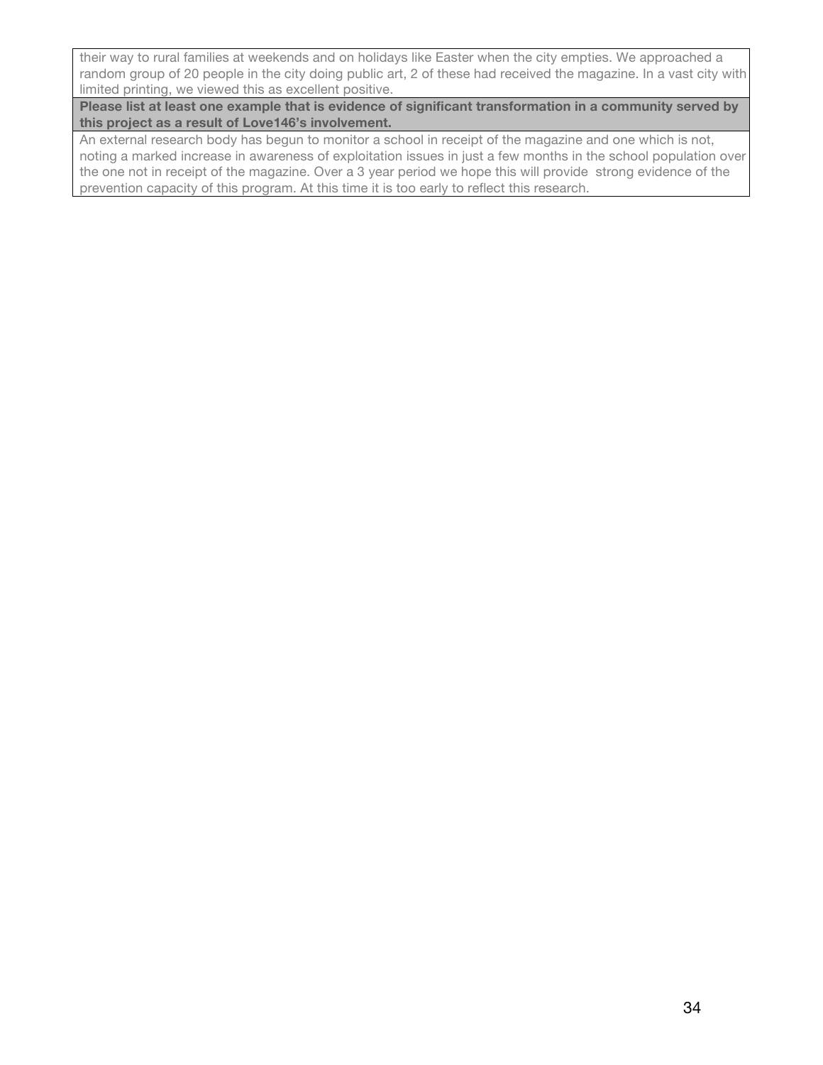their way to rural families at weekends and on holidays like Easter when the city empties. We approached a random group of 20 people in the city doing public art, 2 of these had received the magazine. In a vast city with limited printing, we viewed this as excellent positive.

**Please list at least one example that is evidence of significant transformation in a community served by this project as a result of Love146's involvement.**

An external research body has begun to monitor a school in receipt of the magazine and one which is not, noting a marked increase in awareness of exploitation issues in just a few months in the school population over the one not in receipt of the magazine. Over a 3 year period we hope this will provide strong evidence of the prevention capacity of this program. At this time it is too early to reflect this research.